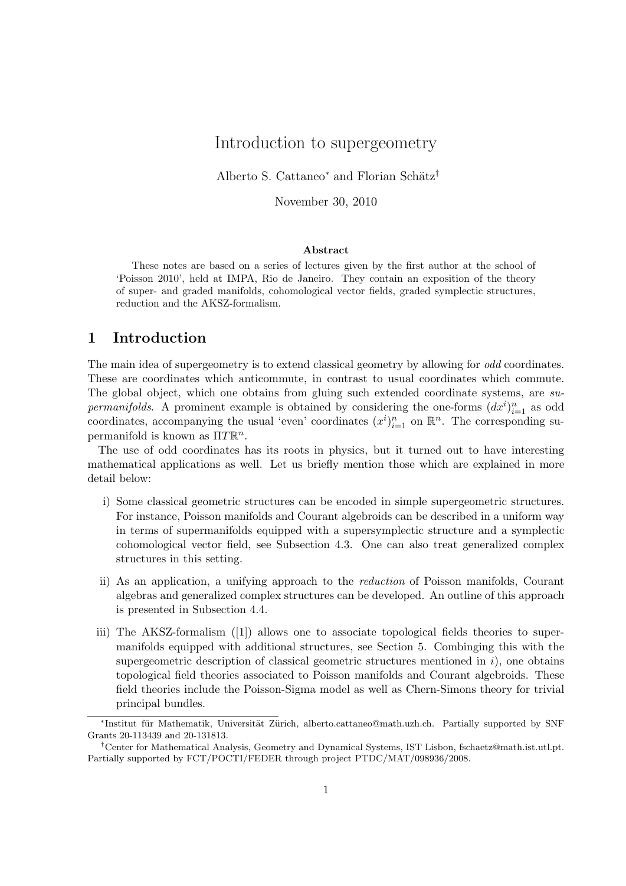# Introduction to supergeometry

Alberto S. Cattaneo* and Florian Schätz†

November 30, 2010

**Abstract**

These notes are based on a series of lectures given by the first author at the school of 'Poisson 2010', held at IMPA, Rio de Janeiro. They contain an exposition of the theory of super- and graded manifolds, cohomological vector fields, graded symplectic structures, reduction and the AKSZ-formalism.

## 1 Introduction

The main idea of supergeometry is to extend classical geometry by allowing for *odd* coordinates. These are coordinates which anticommute, in contrast to usual coordinates which commute. The global object, which one obtains from gluing such extended coordinate systems, are *supermanifolds*. A prominent example is obtained by considering the one-forms $(dx^i)_{i=1}^n$ as odd coordinates, accompanying the usual 'even' coordinates $(x^i)_{i=1}^n$ on $\mathbb{R}^n$. The corresponding supermanifold is known as $\Pi T\mathbb{R}^n$.

The use of odd coordinates has its roots in physics, but it turned out to have interesting mathematical applications as well. Let us briefly mention those which are explained in more detail below:

i) Some classical geometric structures can be encoded in simple supergeometric structures. For instance, Poisson manifolds and Courant algebroids can be described in a uniform way in terms of supermanifolds equipped with a supersymplectic structure and a symplectic cohomological vector field, see Subsection 4.3. One can also treat generalized complex structures in this setting.

ii) As an application, a unifying approach to the *reduction* of Poisson manifolds, Courant algebras and generalized complex structures can be developed. An outline of this approach is presented in Subsection 4.4.

iii) The AKSZ-formalism ([1]) allows one to associate topological fields theories to supermanifolds equipped with additional structures, see Section 5. Combinging this with the supergeometric description of classical geometric structures mentioned in *i*), one obtains topological field theories associated to Poisson manifolds and Courant algebroids. These field theories include the Poisson-Sigma model as well as Chern-Simons theory for trivial principal bundles.

---

*Institut für Mathematik, Universität Zürich, alberto.cattaneo@math.uzh.ch. Partially supported by SNF Grants 20-113439 and 20-131813.

†Center for Mathematical Analysis, Geometry and Dynamical Systems, IST Lisbon, fschaetz@math.ist.utl.pt. Partially supported by FCT/POCTI/FEDER through project PTDC/MAT/098936/2008.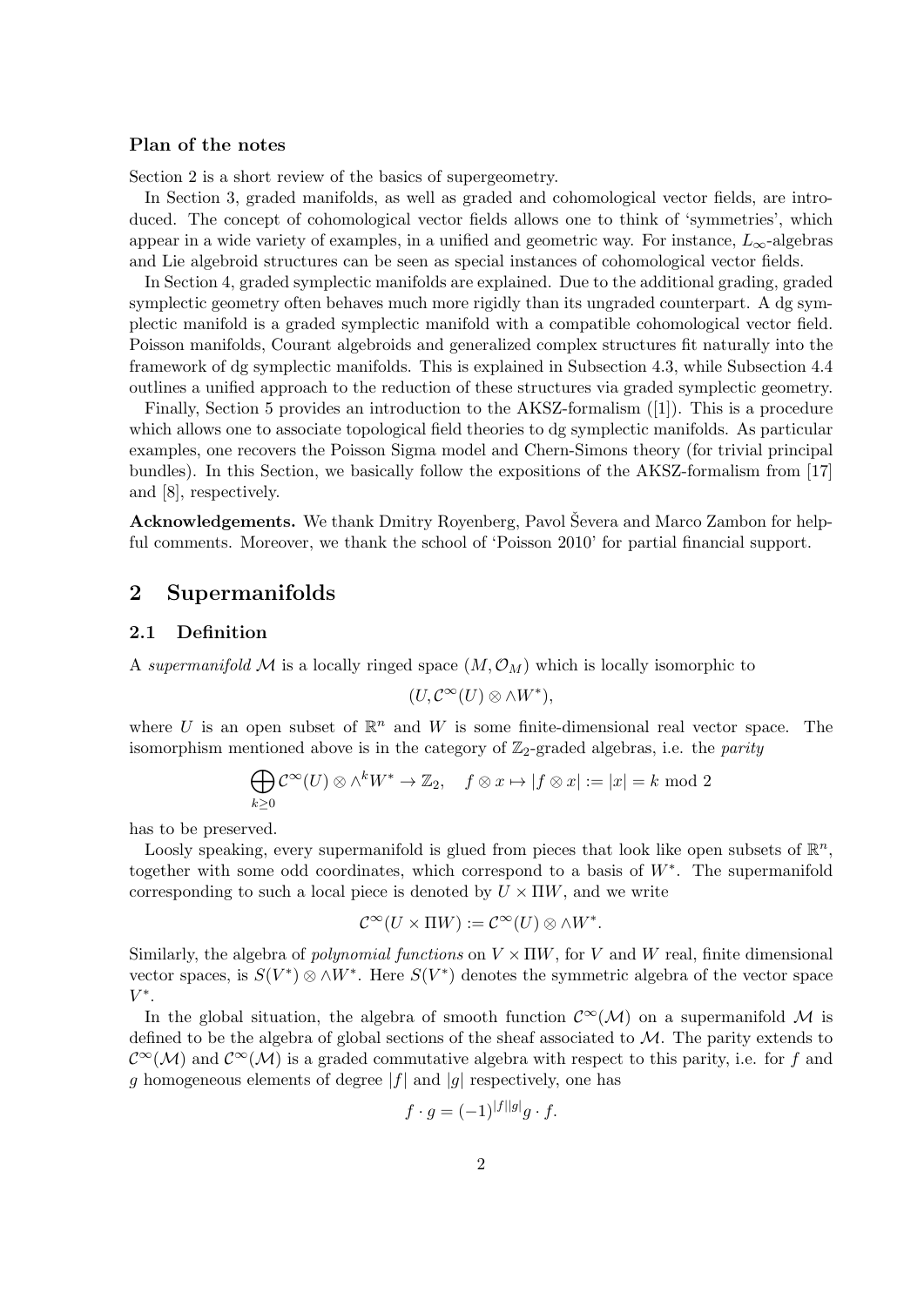#### Plan of the notes

Section 2 is a short review of the basics of supergeometry.

In Section 3, graded manifolds, as well as graded and cohomological vector fields, are introduced. The concept of cohomological vector fields allows one to think of 'symmetries', which appear in a wide variety of examples, in a unified and geometric way. For instance, $L_\infty$-algebras and Lie algebroid structures can be seen as special instances of cohomological vector fields.

In Section 4, graded symplectic manifolds are explained. Due to the additional grading, graded symplectic geometry often behaves much more rigidly than its ungraded counterpart. A dg symplectic manifold is a graded symplectic manifold with a compatible cohomological vector field. Poisson manifolds, Courant algebroids and generalized complex structures fit naturally into the framework of dg symplectic manifolds. This is explained in Subsection 4.3, while Subsection 4.4 outlines a unified approach to the reduction of these structures via graded symplectic geometry.

Finally, Section 5 provides an introduction to the AKSZ-formalism ([1]). This is a procedure which allows one to associate topological field theories to dg symplectic manifolds. As particular examples, one recovers the Poisson Sigma model and Chern-Simons theory (for trivial principal bundles). In this Section, we basically follow the expositions of the AKSZ-formalism from [17] and [8], respectively.

**Acknowledgements.** We thank Dmitry Royenberg, Pavol Ševera and Marco Zambon for helpful comments. Moreover, we thank the school of 'Poisson 2010' for partial financial support.

## 2 Supermanifolds

### 2.1 Definition

A *supermanifold* $\mathcal{M}$ is a locally ringed space $(M, \mathcal{O}_M)$ which is locally isomorphic to

$$(U, \mathcal{C}^\infty(U) \otimes \wedge W^*),$$

where $U$ is an open subset of $\mathbb{R}^n$ and $W$ is some finite-dimensional real vector space. The isomorphism mentioned above is in the category of $\mathbb{Z}_2$-graded algebras, i.e. the *parity*

$$\bigoplus_{k\geq 0} \mathcal{C}^\infty(U) \otimes \wedge^k W^* \to \mathbb{Z}_2, \quad f \otimes x \mapsto |f \otimes x| := |x| = k \bmod 2$$

has to be preserved.

Loosely speaking, every supermanifold is glued from pieces that look like open subsets of $\mathbb{R}^n$, together with some odd coordinates, which correspond to a basis of $W^*$. The supermanifold corresponding to such a local piece is denoted by $U \times \Pi W$, and we write

$$\mathcal{C}^\infty(U \times \Pi W) := \mathcal{C}^\infty(U) \otimes \wedge W^*.$$

Similarly, the algebra of *polynomial functions* on $V \times \Pi W$, for $V$ and $W$ real, finite dimensional vector spaces, is $S(V^*) \otimes \wedge W^*$. Here $S(V^*)$ denotes the symmetric algebra of the vector space $V^*$.

In the global situation, the algebra of smooth function $\mathcal{C}^\infty(\mathcal{M})$ on a supermanifold $\mathcal{M}$ is defined to be the algebra of global sections of the sheaf associated to $\mathcal{M}$. The parity extends to $\mathcal{C}^\infty(\mathcal{M})$ and $\mathcal{C}^\infty(\mathcal{M})$ is a graded commutative algebra with respect to this parity, i.e. for $f$ and $g$ homogeneous elements of degree $|f|$ and $|g|$ respectively, one has

$$f \cdot g = (-1)^{|f||g|} g \cdot f.$$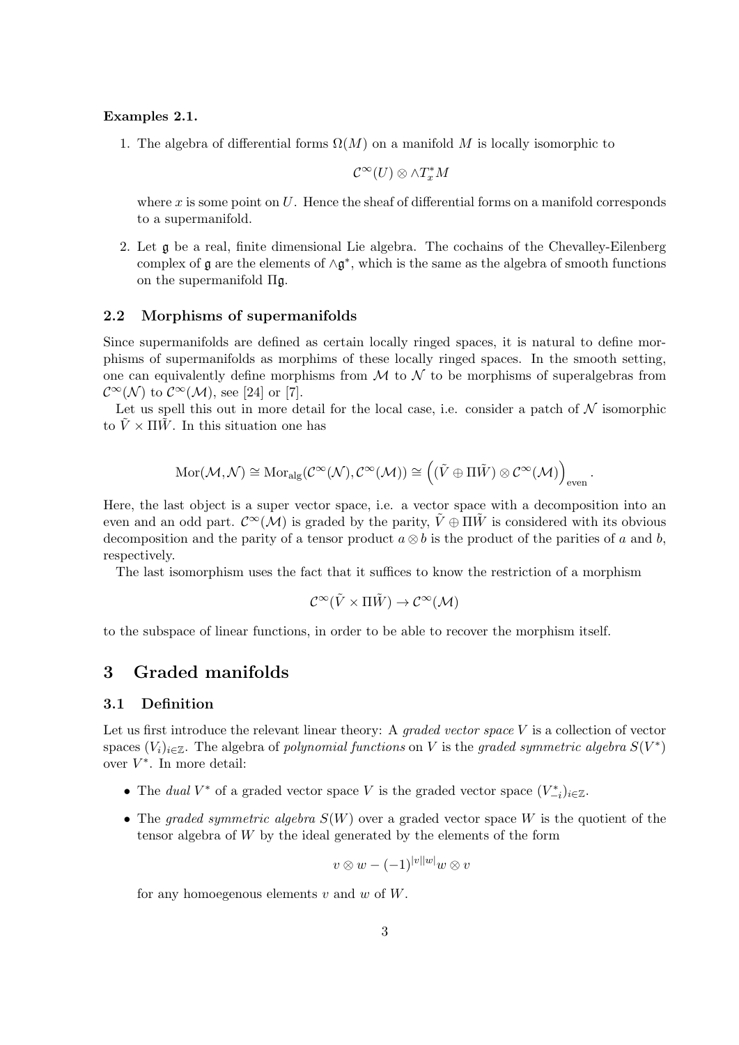**Examples 2.1.**

1. The algebra of differential forms $\Omega(M)$ on a manifold $M$ is locally isomorphic to

$$\mathcal{C}^\infty(U) \otimes \wedge T_x^* M$$

where $x$ is some point on $U$. Hence the sheaf of differential forms on a manifold corresponds to a supermanifold.

2. Let $\mathfrak{g}$ be a real, finite dimensional Lie algebra. The cochains of the Chevalley-Eilenberg complex of $\mathfrak{g}$ are the elements of $\wedge \mathfrak{g}^*$, which is the same as the algebra of smooth functions on the supermanifold $\Pi\mathfrak{g}$.

### 2.2 Morphisms of supermanifolds

Since supermanifolds are defined as certain locally ringed spaces, it is natural to define morphisms of supermanifolds as morphims of these locally ringed spaces. In the smooth setting, one can equivalently define morphisms from $\mathcal{M}$ to $\mathcal{N}$ to be morphisms of superalgebras from $\mathcal{C}^\infty(\mathcal{N})$ to $\mathcal{C}^\infty(\mathcal{M})$, see [24] or [7].

Let us spell this out in more detail for the local case, i.e. consider a patch of $\mathcal{N}$ isomorphic to $\tilde{V} \times \Pi\tilde{W}$. In this situation one has

$$\mathrm{Mor}(\mathcal{M}, \mathcal{N}) \cong \mathrm{Mor}_{\mathrm{alg}}(\mathcal{C}^\infty(\mathcal{N}), \mathcal{C}^\infty(\mathcal{M})) \cong \left( (\tilde{V} \oplus \Pi\tilde{W}) \otimes \mathcal{C}^\infty(\mathcal{M}) \right)_{\mathrm{even}}.$$

Here, the last object is a super vector space, i.e. a vector space with a decomposition into an even and an odd part. $\mathcal{C}^\infty(\mathcal{M})$ is graded by the parity, $\tilde{V} \oplus \Pi\tilde{W}$ is considered with its obvious decomposition and the parity of a tensor product $a \otimes b$ is the product of the parities of $a$ and $b$, respectively.

The last isomorphism uses the fact that it suffices to know the restriction of a morphism

$$\mathcal{C}^\infty(\tilde{V} \times \Pi\tilde{W}) \to \mathcal{C}^\infty(\mathcal{M})$$

to the subspace of linear functions, in order to be able to recover the morphism itself.

## 3 Graded manifolds

### 3.1 Definition

Let us first introduce the relevant linear theory: A *graded vector space* $V$ is a collection of vector spaces $(V_i)_{i\in\mathbb{Z}}$. The algebra of *polynomial functions* on $V$ is the *graded symmetric algebra* $S(V^*)$ over $V^*$. In more detail:

- The *dual* $V^*$ of a graded vector space $V$ is the graded vector space $(V^*_{-i})_{i\in\mathbb{Z}}$.
- The *graded symmetric algebra* $S(W)$ over a graded vector space $W$ is the quotient of the tensor algebra of $W$ by the ideal generated by the elements of the form

$$v \otimes w - (-1)^{|v||w|} w \otimes v$$

for any homoegenous elements $v$ and $w$ of $W$.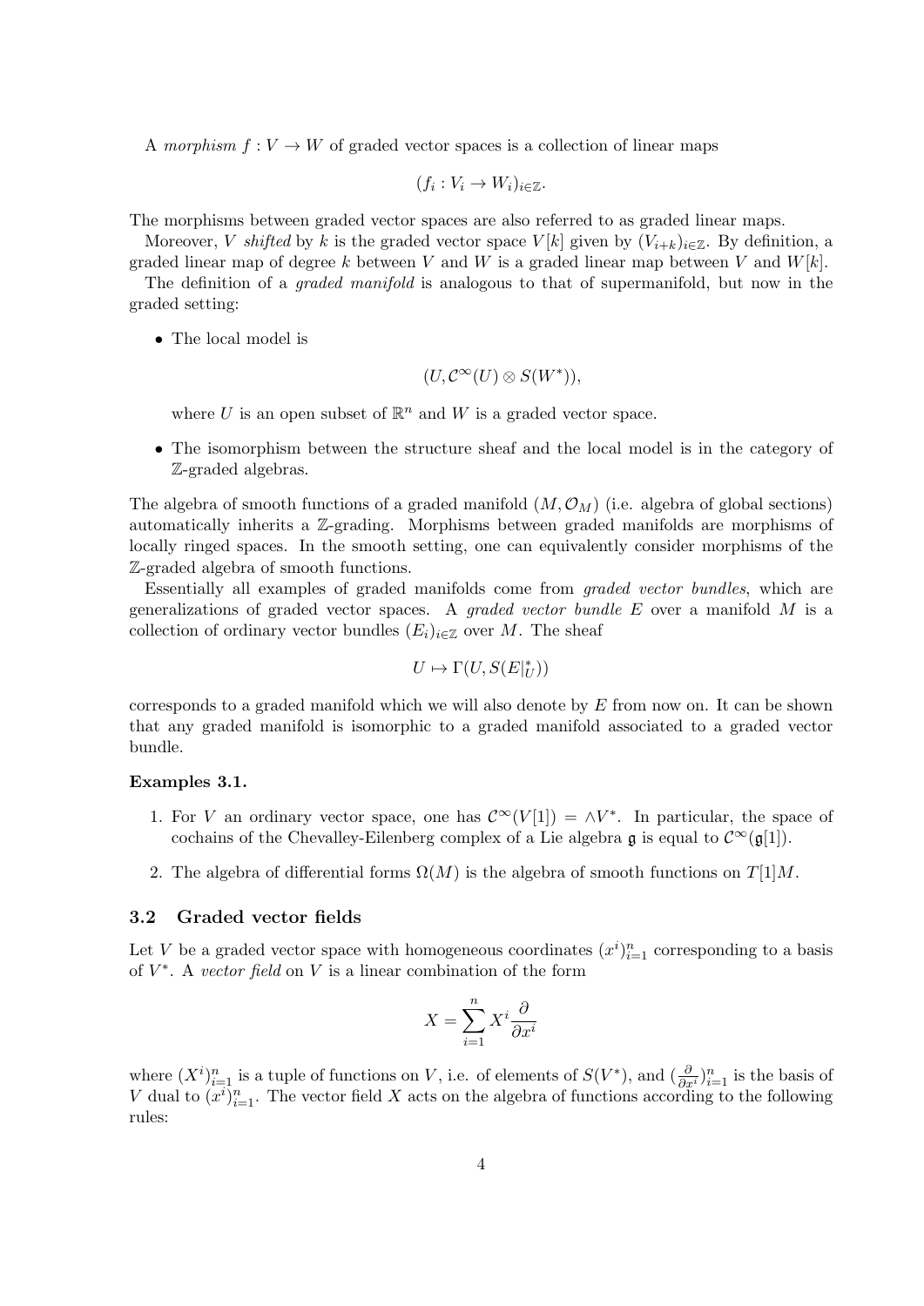A *morphism* $f : V \to W$ of graded vector spaces is a collection of linear maps

$$(f_i : V_i \to W_i)_{i \in \mathbb{Z}}.$$

The morphisms between graded vector spaces are also referred to as graded linear maps.

Moreover, $V$ *shifted* by $k$ is the graded vector space $V[k]$ given by $(V_{i+k})_{i\in\mathbb{Z}}$. By definition, a graded linear map of degree $k$ between $V$ and $W$ is a graded linear map between $V$ and $W[k]$.

The definition of a *graded manifold* is analogous to that of supermanifold, but now in the graded setting:

- The local model is

$$(U, \mathcal{C}^\infty(U) \otimes S(W^*)),$$

where $U$ is an open subset of $\mathbb{R}^n$ and $W$ is a graded vector space.

- The isomorphism between the structure sheaf and the local model is in the category of $\mathbb{Z}$-graded algebras.

The algebra of smooth functions of a graded manifold $(M, \mathcal{O}_M)$ (i.e. algebra of global sections) automatically inherits a $\mathbb{Z}$-grading. Morphisms between graded manifolds are morphisms of locally ringed spaces. In the smooth setting, one can equivalently consider morphisms of the $\mathbb{Z}$-graded algebra of smooth functions.

Essentially all examples of graded manifolds come from *graded vector bundles*, which are generalizations of graded vector spaces. A *graded vector bundle* $E$ over a manifold $M$ is a collection of ordinary vector bundles $(E_i)_{i\in\mathbb{Z}}$ over $M$. The sheaf

$$U \mapsto \Gamma(U, S(E|_U^*))$$

corresponds to a graded manifold which we will also denote by $E$ from now on. It can be shown that any graded manifold is isomorphic to a graded manifold associated to a graded vector bundle.

**Examples 3.1.**

1. For $V$ an ordinary vector space, one has $\mathcal{C}^\infty(V[1]) = \wedge V^*$. In particular, the space of cochains of the Chevalley-Eilenberg complex of a Lie algebra $\mathfrak{g}$ is equal to $\mathcal{C}^\infty(\mathfrak{g}[1])$.

2. The algebra of differential forms $\Omega(M)$ is the algebra of smooth functions on $T[1]M$.

### 3.2 Graded vector fields

Let $V$ be a graded vector space with homogeneous coordinates $(x^i)_{i=1}^n$ corresponding to a basis of $V^*$. A *vector field* on $V$ is a linear combination of the form

$$X = \sum_{i=1}^n X^i \frac{\partial}{\partial x^i}$$

where $(X^i)_{i=1}^n$ is a tuple of functions on $V$, i.e. of elements of $S(V^*)$, and $(\frac{\partial}{\partial x^i})_{i=1}^n$ is the basis of $V$ dual to $(x^i)_{i=1}^n$. The vector field $X$ acts on the algebra of functions according to the following rules: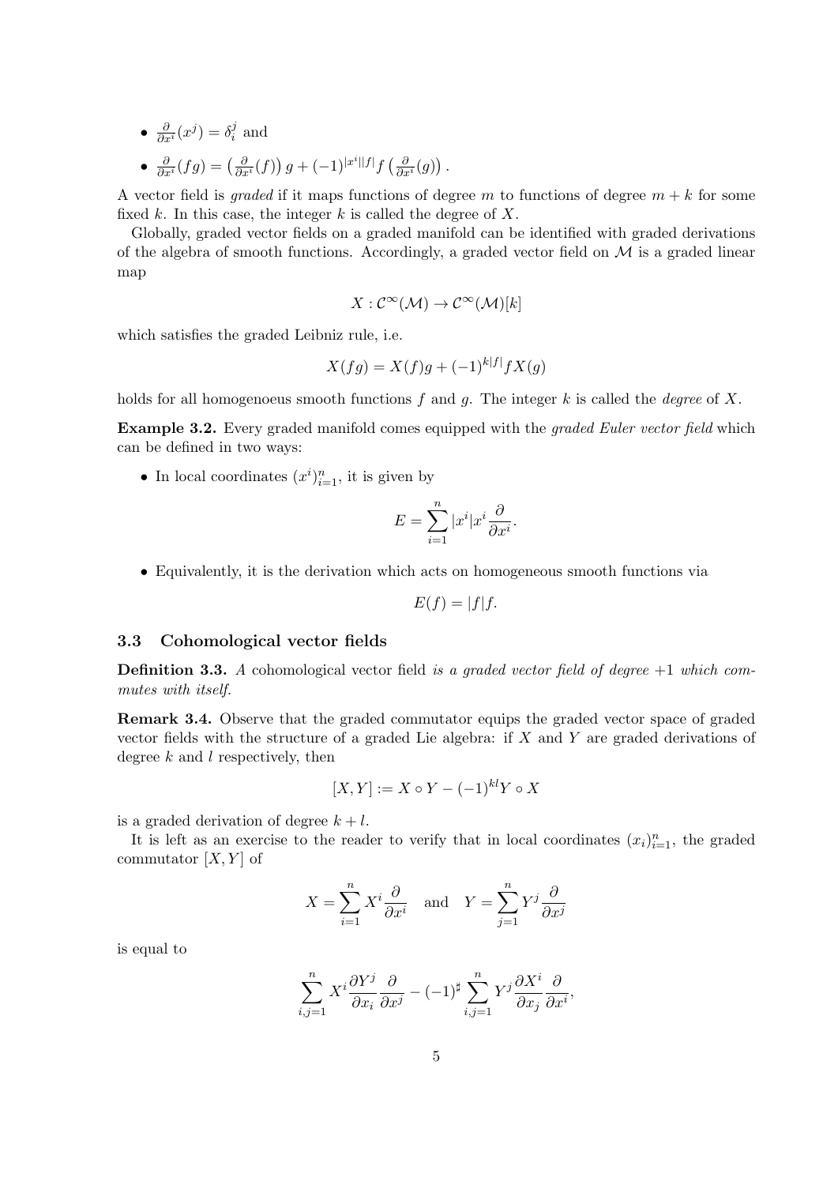- $\frac{\partial}{\partial x^i}(x^j) = \delta_i^j$ and
- $\frac{\partial}{\partial x^i}(fg) = \left(\frac{\partial}{\partial x^i}(f)\right) g + (-1)^{|x^i||f|} f \left(\frac{\partial}{\partial x^i}(g)\right)$.

A vector field is *graded* if it maps functions of degree $m$ to functions of degree $m+k$ for some fixed $k$. In this case, the integer $k$ is called the degree of $X$.

Globally, graded vector fields on a graded manifold can be identified with graded derivations of the algebra of smooth functions. Accordingly, a graded vector field on $\mathcal{M}$ is a graded linear map

$$X : \mathcal{C}^\infty(\mathcal{M}) \to \mathcal{C}^\infty(\mathcal{M})[k]$$

which satisfies the graded Leibniz rule, i.e.

$$X(fg) = X(f)g + (-1)^{k|f|} f X(g)$$

holds for all homogeneous smooth functions $f$ and $g$. The integer $k$ is called the *degree* of $X$.

**Example 3.2.** Every graded manifold comes equipped with the *graded Euler vector field* which can be defined in two ways:

- In local coordinates $(x^i)_{i=1}^n$, it is given by

$$E = \sum_{i=1}^n |x^i| x^i \frac{\partial}{\partial x^i}.$$

- Equivalently, it is the derivation which acts on homogeneous smooth functions via

$$E(f) = |f| f.$$

### 3.3 Cohomological vector fields

**Definition 3.3.** *A* cohomological vector field *is a graded vector field of degree +1 which commutes with itself.*

**Remark 3.4.** Observe that the graded commutator equips the graded vector space of graded vector fields with the structure of a graded Lie algebra: if $X$ and $Y$ are graded derivations of degree $k$ and $l$ respectively, then

$$[X, Y] := X \circ Y - (-1)^{kl} Y \circ X$$

is a graded derivation of degree $k+l$.

It is left as an exercise to the reader to verify that in local coordinates $(x_i)_{i=1}^n$, the graded commutator $[X, Y]$ of

$$X = \sum_{i=1}^n X^i \frac{\partial}{\partial x^i} \quad \text{and} \quad Y = \sum_{j=1}^n Y^j \frac{\partial}{\partial x^j}$$

is equal to

$$\sum_{i,j=1}^n X^i \frac{\partial Y^j}{\partial x_i} \frac{\partial}{\partial x^j} - (-1)^\sharp \sum_{i,j=1}^n Y^j \frac{\partial X^i}{\partial x_j} \frac{\partial}{\partial x^i},$$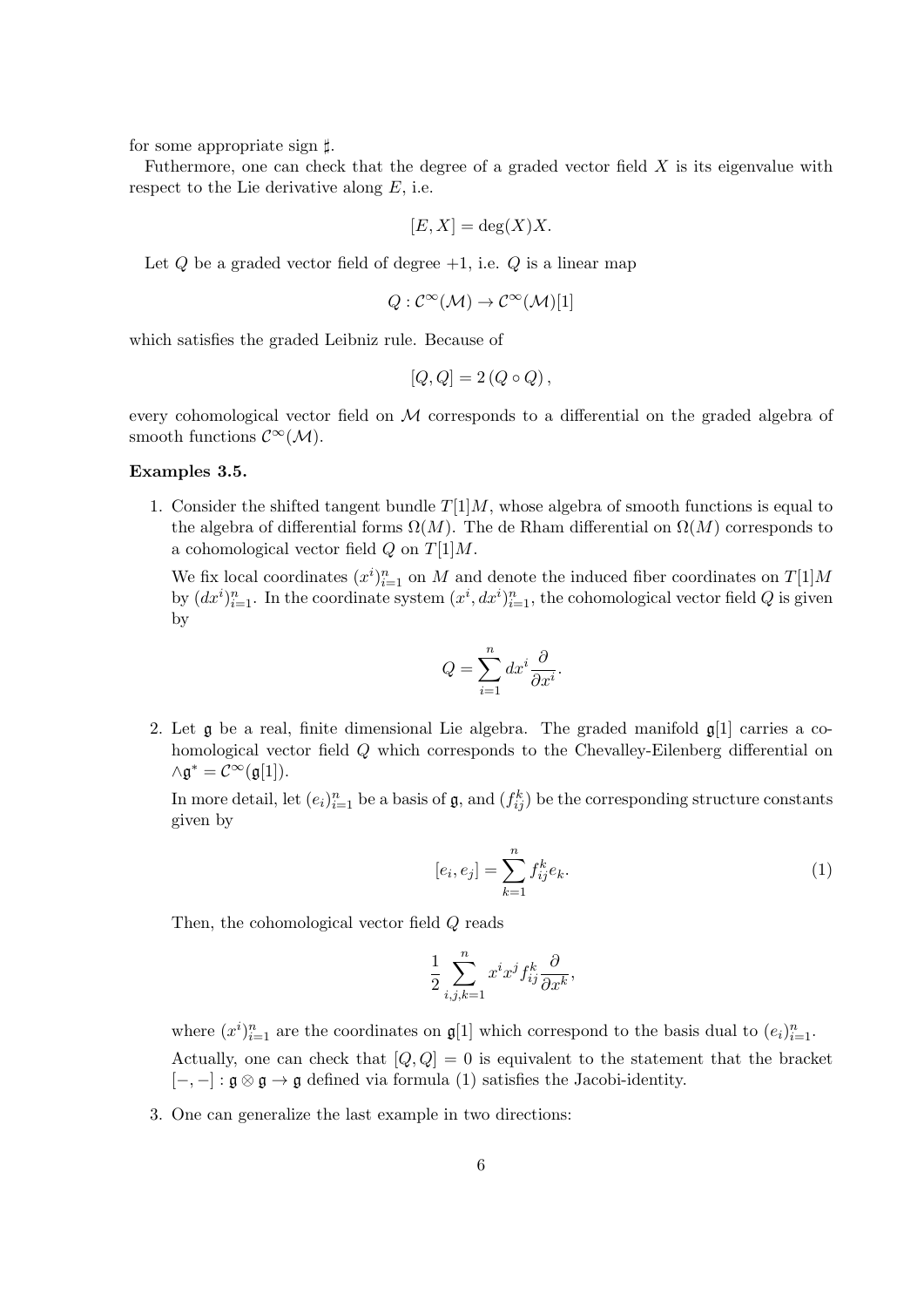for some appropriate sign $\sharp$.

Futhermore, one can check that the degree of a graded vector field $X$ is its eigenvalue with respect to the Lie derivative along $E$, i.e.

$$[E, X] = \deg(X)X.$$

Let $Q$ be a graded vector field of degree $+1$, i.e. $Q$ is a linear map

$$Q : \mathcal{C}^\infty(\mathcal{M}) \to \mathcal{C}^\infty(\mathcal{M})[1]$$

which satisfies the graded Leibniz rule. Because of

$$[Q, Q] = 2\,(Q \circ Q)\,,$$

every cohomological vector field on $\mathcal{M}$ corresponds to a differential on the graded algebra of smooth functions $\mathcal{C}^\infty(\mathcal{M})$.

**Examples 3.5.**

1. Consider the shifted tangent bundle $T[1]M$, whose algebra of smooth functions is equal to the algebra of differential forms $\Omega(M)$. The de Rham differential on $\Omega(M)$ corresponds to a cohomological vector field $Q$ on $T[1]M$.

   We fix local coordinates $(x^i)_{i=1}^n$ on $M$ and denote the induced fiber coordinates on $T[1]M$ by $(dx^i)_{i=1}^n$. In the coordinate system $(x^i, dx^i)_{i=1}^n$, the cohomological vector field $Q$ is given by

   $$Q = \sum_{i=1}^n dx^i \frac{\partial}{\partial x^i}.$$

2. Let $\mathfrak{g}$ be a real, finite dimensional Lie algebra. The graded manifold $\mathfrak{g}[1]$ carries a cohomological vector field $Q$ which corresponds to the Chevalley-Eilenberg differential on $\wedge \mathfrak{g}^* = \mathcal{C}^\infty(\mathfrak{g}[1])$.

   In more detail, let $(e_i)_{i=1}^n$ be a basis of $\mathfrak{g}$, and $(f_{ij}^k)$ be the corresponding structure constants given by

   $$[e_i, e_j] = \sum_{k=1}^n f_{ij}^k e_k. \tag{1}$$

   Then, the cohomological vector field $Q$ reads

   $$\frac{1}{2} \sum_{i,j,k=1}^n x^i x^j f_{ij}^k \frac{\partial}{\partial x^k},$$

   where $(x^i)_{i=1}^n$ are the coordinates on $\mathfrak{g}[1]$ which correspond to the basis dual to $(e_i)_{i=1}^n$.

   Actually, one can check that $[Q, Q] = 0$ is equivalent to the statement that the bracket $[-,-] : \mathfrak{g} \otimes \mathfrak{g} \to \mathfrak{g}$ defined via formula (1) satisfies the Jacobi-identity.

3. One can generalize the last example in two directions: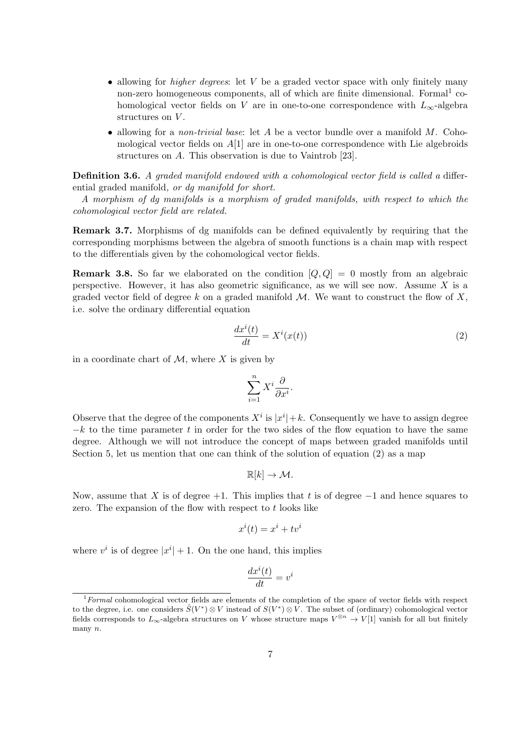- allowing for *higher degrees*: let $V$ be a graded vector space with only finitely many non-zero homogeneous components, all of which are finite dimensional. Formal[1] cohomological vector fields on $V$ are in one-to-one correspondence with $L_\infty$-algebra structures on $V$.
- allowing for a *non-trivial base*: let $A$ be a vector bundle over a manifold $M$. Cohomological vector fields on $A[1]$ are in one-to-one correspondence with Lie algebroids structures on $A$. This observation is due to Vaintrob [23].

**Definition 3.6.** *A graded manifold endowed with a cohomological vector field is called a* differential graded manifold*, or dg manifold for short.*

*A morphism of dg manifolds is a morphism of graded manifolds, with respect to which the cohomological vector field are related.*

**Remark 3.7.** Morphisms of dg manifolds can be defined equivalently by requiring that the corresponding morphisms between the algebra of smooth functions is a chain map with respect to the differentials given by the cohomological vector fields.

**Remark 3.8.** So far we elaborated on the condition $[Q, Q] = 0$ mostly from an algebraic perspective. However, it has also geometric significance, as we will see now. Assume $X$ is a graded vector field of degree $k$ on a graded manifold $\mathcal{M}$. We want to construct the flow of $X$, i.e. solve the ordinary differential equation

$$\frac{dx^i(t)}{dt} = X^i(x(t)) \tag{2}$$

in a coordinate chart of $\mathcal{M}$, where $X$ is given by

$$\sum_{i=1}^{n} X^i \frac{\partial}{\partial x^i}.$$

Observe that the degree of the components $X^i$ is $|x^i| + k$. Consequently we have to assign degree $-k$ to the time parameter $t$ in order for the two sides of the flow equation to have the same degree. Although we will not introduce the concept of maps between graded manifolds until Section 5, let us mention that one can think of the solution of equation (2) as a map

$$\mathbb{R}[k] \to \mathcal{M}.$$

Now, assume that $X$ is of degree $+1$. This implies that $t$ is of degree $-1$ and hence squares to zero. The expansion of the flow with respect to $t$ looks like

$$x^i(t) = x^i + tv^i$$

where $v^i$ is of degree $|x^i| + 1$. On the one hand, this implies

$$\frac{dx^i(t)}{dt} = v^i$$

[1] *Formal* cohomological vector fields are elements of the completion of the space of vector fields with respect to the degree, i.e. one considers $\hat{S}(V^*) \otimes V$ instead of $S(V^*) \otimes V$. The subset of (ordinary) cohomological vector fields corresponds to $L_\infty$-algebra structures on $V$ whose structure maps $V^{\otimes n} \to V[1]$ vanish for all but finitely many $n$.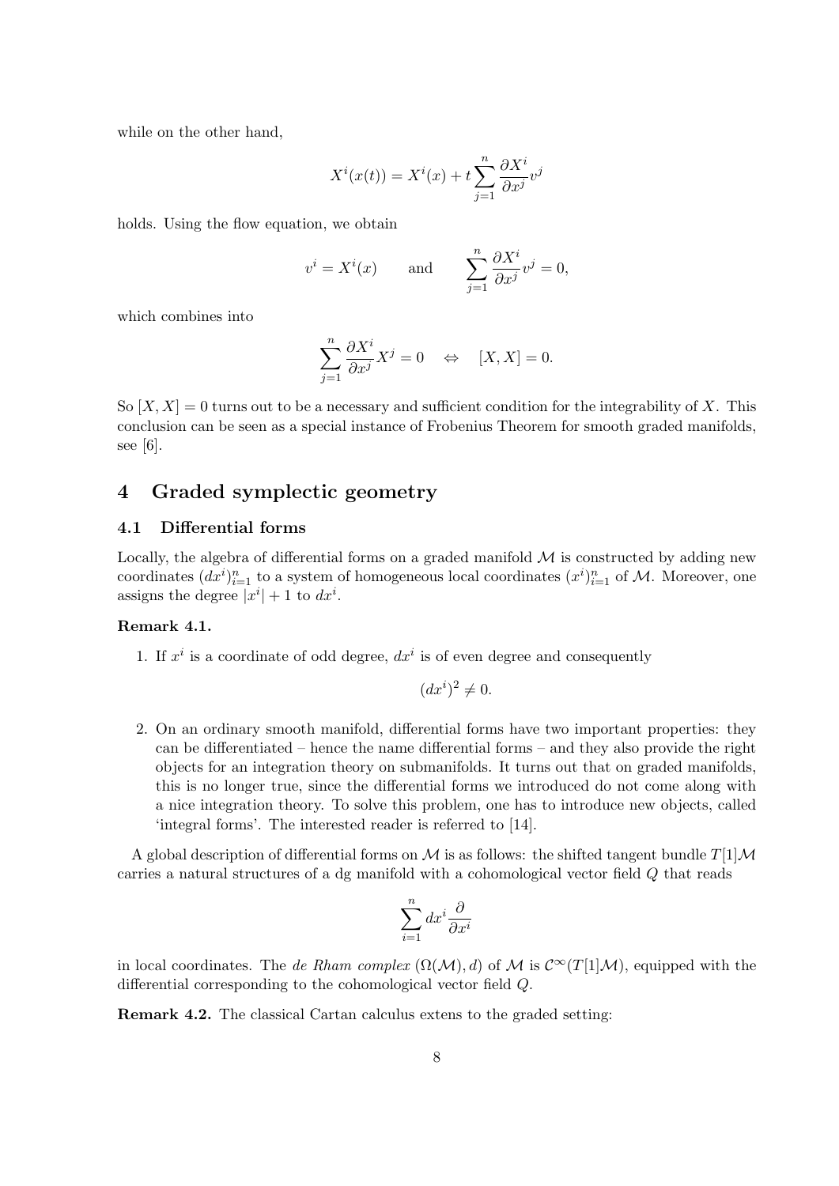while on the other hand,

$$X^i(x(t)) = X^i(x) + t\sum_{j=1}^{n} \frac{\partial X^i}{\partial x^j} v^j$$

holds. Using the flow equation, we obtain

$$v^i = X^i(x) \qquad \text{and} \qquad \sum_{j=1}^{n} \frac{\partial X^i}{\partial x^j} v^j = 0,$$

which combines into

$$\sum_{j=1}^{n} \frac{\partial X^i}{\partial x^j} X^j = 0 \quad \Leftrightarrow \quad [X, X] = 0.$$

So $[X, X] = 0$ turns out to be a necessary and sufficient condition for the integrability of $X$. This conclusion can be seen as a special instance of Frobenius Theorem for smooth graded manifolds, see [6].

## 4 Graded symplectic geometry

### 4.1 Differential forms

Locally, the algebra of differential forms on a graded manifold $\mathcal{M}$ is constructed by adding new coordinates $(dx^i)_{i=1}^n$ to a system of homogeneous local coordinates $(x^i)_{i=1}^n$ of $\mathcal{M}$. Moreover, one assigns the degree $|x^i| + 1$ to $dx^i$.

**Remark 4.1.**

1. If $x^i$ is a coordinate of odd degree, $dx^i$ is of even degree and consequently

$$(dx^i)^2 \neq 0.$$

2. On an ordinary smooth manifold, differential forms have two important properties: they can be differentiated – hence the name differential forms – and they also provide the right objects for an integration theory on submanifolds. It turns out that on graded manifolds, this is no longer true, since the differential forms we introduced do not come along with a nice integration theory. To solve this problem, one has to introduce new objects, called 'integral forms'. The interested reader is referred to [14].

A global description of differential forms on $\mathcal{M}$ is as follows: the shifted tangent bundle $T[1]\mathcal{M}$ carries a natural structures of a dg manifold with a cohomological vector field $Q$ that reads

$$\sum_{i=1}^{n} dx^i \frac{\partial}{\partial x^i}$$

in local coordinates. The *de Rham complex* $(\Omega(\mathcal{M}), d)$ of $\mathcal{M}$ is $\mathcal{C}^\infty(T[1]\mathcal{M})$, equipped with the differential corresponding to the cohomological vector field $Q$.

**Remark 4.2.** The classical Cartan calculus extens to the graded setting: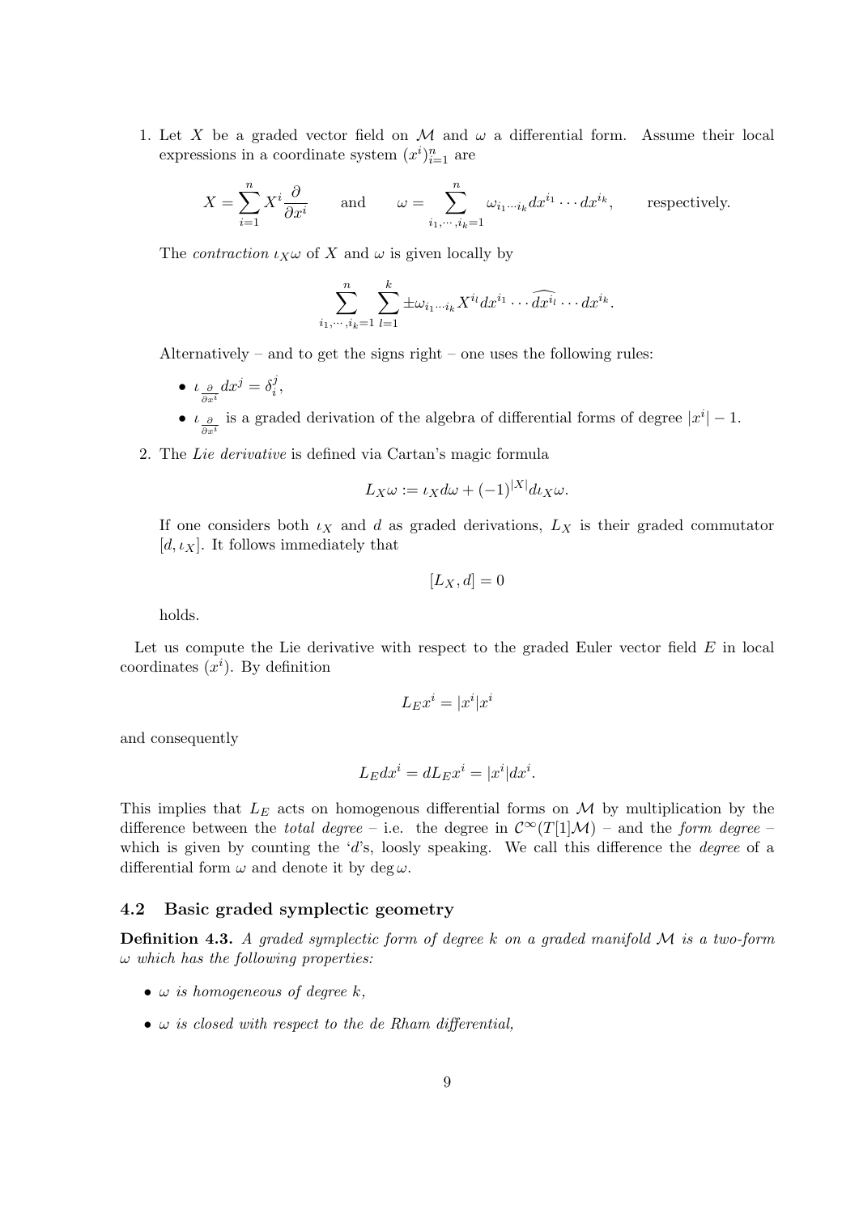1. Let $X$ be a graded vector field on $\mathcal{M}$ and $\omega$ a differential form. Assume their local expressions in a coordinate system $(x^i)_{i=1}^n$ are

$$X = \sum_{i=1}^{n} X^i \frac{\partial}{\partial x^i} \qquad \text{and} \qquad \omega = \sum_{i_1, \cdots, i_k = 1}^{n} \omega_{i_1 \cdots i_k} dx^{i_1} \cdots dx^{i_k}, \qquad \text{respectively.}$$

The *contraction* $\iota_X \omega$ of $X$ and $\omega$ is given locally by

$$\sum_{i_1, \cdots, i_k = 1}^{n} \sum_{l=1}^{k} \pm \omega_{i_1 \cdots i_k} X^{i_l} dx^{i_1} \cdots \widehat{dx^{i_l}} \cdots dx^{i_k}.$$

Alternatively – and to get the signs right – one uses the following rules:

- $\iota_{\frac{\partial}{\partial x^i}} dx^j = \delta_i^j$,
- $\iota_{\frac{\partial}{\partial x^i}}$ is a graded derivation of the algebra of differential forms of degree $|x^i| - 1$.

2. The *Lie derivative* is defined via Cartan's magic formula

$$L_X \omega := \iota_X d\omega + (-1)^{|X|} d\iota_X \omega.$$

If one considers both $\iota_X$ and $d$ as graded derivations, $L_X$ is their graded commutator $[d, \iota_X]$. It follows immediately that

$$[L_X, d] = 0$$

holds.

Let us compute the Lie derivative with respect to the graded Euler vector field $E$ in local coordinates $(x^i)$. By definition

$$L_E x^i = |x^i| x^i$$

and consequently

$$L_E dx^i = d L_E x^i = |x^i| dx^i.$$

This implies that $L_E$ acts on homogenous differential forms on $\mathcal{M}$ by multiplication by the difference between the *total degree* – i.e. the degree in $\mathcal{C}^\infty(T[1]\mathcal{M})$ – and the *form degree* – which is given by counting the '$d$'s, loosely speaking. We call this difference the *degree* of a differential form $\omega$ and denote it by $\deg \omega$.

## 4.2 Basic graded symplectic geometry

**Definition 4.3.** *A graded symplectic form of degree $k$ on a graded manifold $\mathcal{M}$ is a two-form $\omega$ which has the following properties:*

- *$\omega$ is homogeneous of degree $k$,*
- *$\omega$ is closed with respect to the de Rham differential,*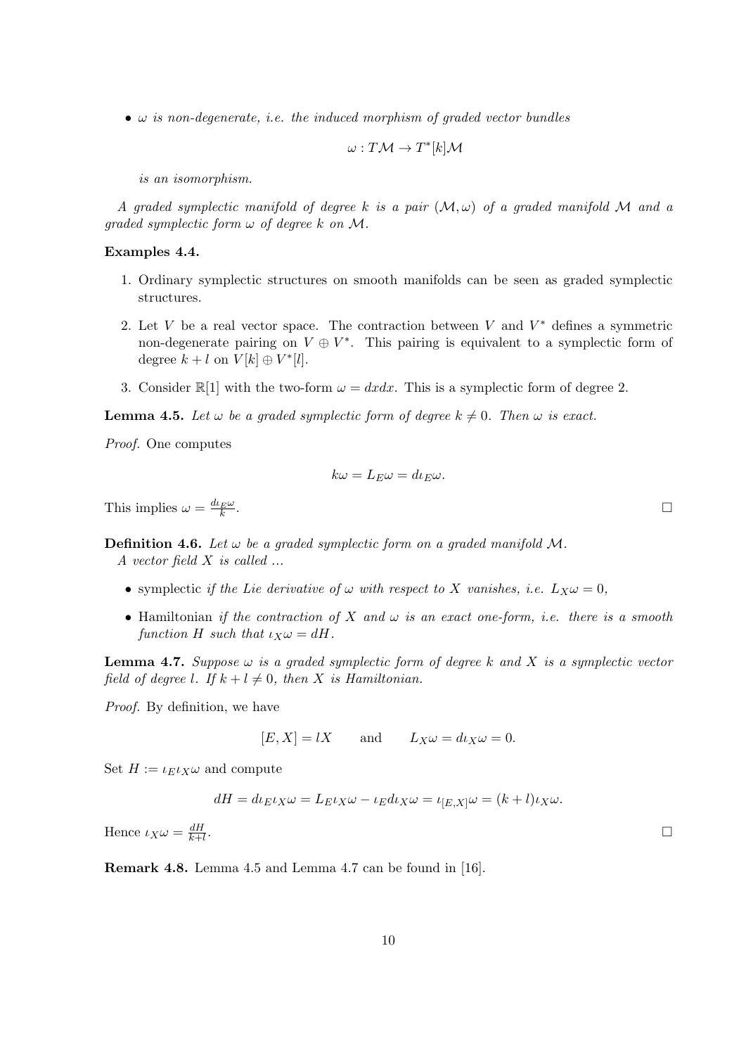- *$\omega$ is non-degenerate, i.e. the induced morphism of graded vector bundles*

$$\omega : T\mathcal{M} \to T^*[k]\mathcal{M}$$

  *is an isomorphism.*

*A graded symplectic manifold of degree $k$ is a pair $(\mathcal{M}, \omega)$ of a graded manifold $\mathcal{M}$ and a graded symplectic form $\omega$ of degree $k$ on $\mathcal{M}$.*

**Examples 4.4.**

1. Ordinary symplectic structures on smooth manifolds can be seen as graded symplectic structures.
2. Let $V$ be a real vector space. The contraction between $V$ and $V^*$ defines a symmetric non-degenerate pairing on $V \oplus V^*$. This pairing is equivalent to a symplectic form of degree $k+l$ on $V[k] \oplus V^*[l]$.
3. Consider $\mathbb{R}[1]$ with the two-form $\omega = dxdx$. This is a symplectic form of degree 2.

**Lemma 4.5.** *Let $\omega$ be a graded symplectic form of degree $k \neq 0$. Then $\omega$ is exact.*

*Proof.* One computes

$$k\omega = L_E\omega = d\iota_E\omega.$$

This implies $\omega = \frac{d\iota_E\omega}{k}$. □

**Definition 4.6.** *Let $\omega$ be a graded symplectic form on a graded manifold $\mathcal{M}$.*
*A vector field $X$ is called ...*

- symplectic *if the Lie derivative of $\omega$ with respect to $X$ vanishes, i.e. $L_X\omega = 0$,*
- Hamiltonian *if the contraction of $X$ and $\omega$ is an exact one-form, i.e. there is a smooth function $H$ such that $\iota_X\omega = dH$.*

**Lemma 4.7.** *Suppose $\omega$ is a graded symplectic form of degree $k$ and $X$ is a symplectic vector field of degree $l$. If $k + l \neq 0$, then $X$ is Hamiltonian.*

*Proof.* By definition, we have

$$[E, X] = lX \qquad \text{and} \qquad L_X\omega = d\iota_X\omega = 0.$$

Set $H := \iota_E\iota_X\omega$ and compute

$$dH = d\iota_E\iota_X\omega = L_E\iota_X\omega - \iota_E d\iota_X\omega = \iota_{[E,X]}\omega = (k+l)\iota_X\omega.$$

Hence $\iota_X\omega = \frac{dH}{k+l}$. □

**Remark 4.8.** Lemma 4.5 and Lemma 4.7 can be found in [16].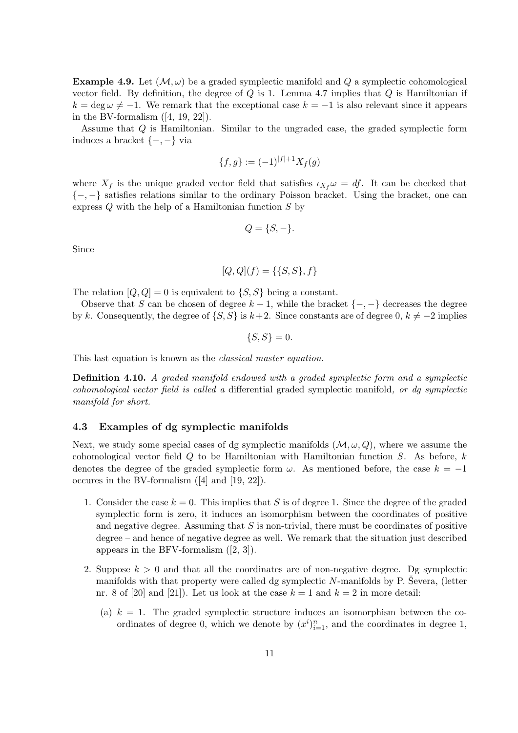**Example 4.9.** Let $(\mathcal{M}, \omega)$ be a graded symplectic manifold and $Q$ a symplectic cohomological vector field. By definition, the degree of $Q$ is 1. Lemma 4.7 implies that $Q$ is Hamiltonian if $k = \deg \omega \neq -1$. We remark that the exceptional case $k = -1$ is also relevant since it appears in the BV-formalism ([4, 19, 22]).

Assume that $Q$ is Hamiltonian. Similar to the ungraded case, the graded symplectic form induces a bracket $\{-, -\}$ via

$$\{f, g\} := (-1)^{|f|+1} X_f(g)$$

where $X_f$ is the unique graded vector field that satisfies $\iota_{X_f}\omega = df$. It can be checked that $\{-, -\}$ satisfies relations similar to the ordinary Poisson bracket. Using the bracket, one can express $Q$ with the help of a Hamiltonian function $S$ by

$$Q = \{S, -\}.$$

Since

$$[Q, Q](f) = \{\{S, S\}, f\}$$

The relation $[Q, Q] = 0$ is equivalent to $\{S, S\}$ being a constant.

Observe that $S$ can be chosen of degree $k + 1$, while the bracket $\{-, -\}$ decreases the degree by $k$. Consequently, the degree of $\{S, S\}$ is $k+2$. Since constants are of degree 0, $k \neq -2$ implies

$$\{S, S\} = 0.$$

This last equation is known as the *classical master equation*.

**Definition 4.10.** *A graded manifold endowed with a graded symplectic form and a symplectic cohomological vector field is called a* differential graded symplectic manifold*, or dg symplectic manifold for short.*

### 4.3 Examples of dg symplectic manifolds

Next, we study some special cases of dg symplectic manifolds $(\mathcal{M}, \omega, Q)$, where we assume the cohomological vector field $Q$ to be Hamiltonian with Hamiltonian function $S$. As before, $k$ denotes the degree of the graded symplectic form $\omega$. As mentioned before, the case $k = -1$ occures in the BV-formalism ([4] and [19, 22]).

1. Consider the case $k = 0$. This implies that $S$ is of degree 1. Since the degree of the graded symplectic form is zero, it induces an isomorphism between the coordinates of positive and negative degree. Assuming that $S$ is non-trivial, there must be coordinates of positive degree – and hence of negative degree as well. We remark that the situation just described appears in the BFV-formalism ([2, 3]).

2. Suppose $k > 0$ and that all the coordinates are of non-negative degree. Dg symplectic manifolds with that property were called dg symplectic $N$-manifolds by P. Ševera, (letter nr. 8 of [20] and [21]). Let us look at the case $k = 1$ and $k = 2$ in more detail:

   (a) $k = 1$. The graded symplectic structure induces an isomorphism between the coordinates of degree 0, which we denote by $(x^i)_{i=1}^n$, and the coordinates in degree 1,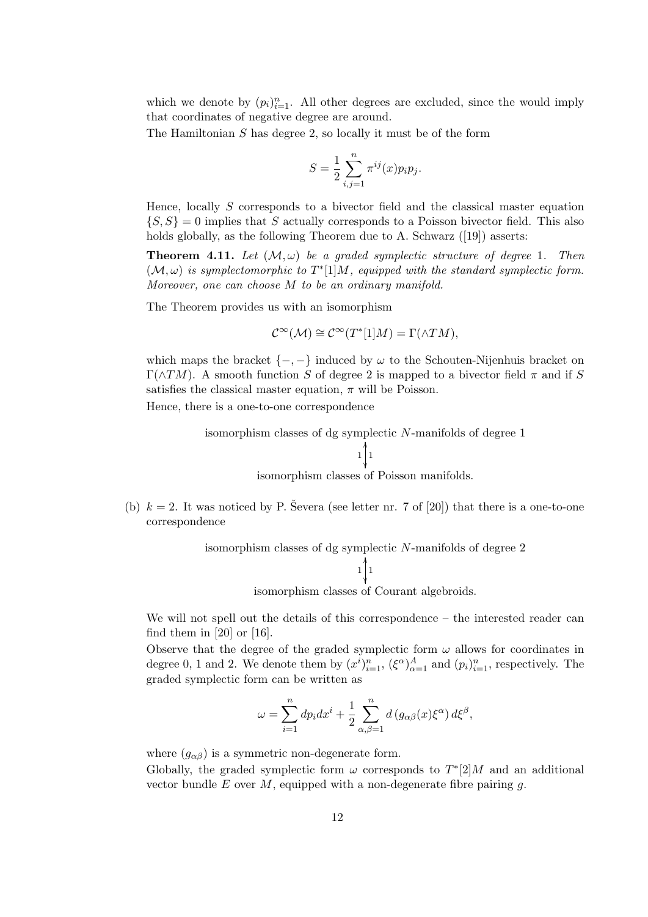which we denote by $(p_i)_{i=1}^n$. All other degrees are excluded, since the would imply that coordinates of negative degree are around.

The Hamiltonian $S$ has degree 2, so locally it must be of the form

$$S = \frac{1}{2}\sum_{i,j=1}^{n} \pi^{ij}(x) p_i p_j.$$

Hence, locally $S$ corresponds to a bivector field and the classical master equation $\{S, S\} = 0$ implies that $S$ actually corresponds to a Poisson bivector field. This also holds globally, as the following Theorem due to A. Schwarz ([19]) asserts:

**Theorem 4.11.** *Let $(\mathcal{M}, \omega)$ be a graded symplectic structure of degree 1. Then $(\mathcal{M}, \omega)$ is symplectomorphic to $T^*[1]M$, equipped with the standard symplectic form. Moreover, one can choose $M$ to be an ordinary manifold.*

The Theorem provides us with an isomorphism

$$\mathcal{C}^\infty(\mathcal{M}) \cong \mathcal{C}^\infty(T^*[1]M) = \Gamma(\wedge TM),$$

which maps the bracket $\{-,-\}$ induced by $\omega$ to the Schouten-Nijenhuis bracket on $\Gamma(\wedge TM)$. A smooth function $S$ of degree 2 is mapped to a bivector field $\pi$ and if $S$ satisfies the classical master equation, $\pi$ will be Poisson.

Hence, there is a one-to-one correspondence

$$\begin{array}{c}\text{isomorphism classes of dg symplectic } N\text{-manifolds of degree 1} \\ {\scriptstyle 1}\updownarrow{\scriptstyle 1} \\ \text{isomorphism classes of Poisson manifolds.}\end{array}$$

(b) $k = 2$. It was noticed by P. Ševera (see letter nr. 7 of [20]) that there is a one-to-one correspondence

$$\begin{array}{c}\text{isomorphism classes of dg symplectic } N\text{-manifolds of degree 2} \\ {\scriptstyle 1}\updownarrow{\scriptstyle 1} \\ \text{isomorphism classes of Courant algebroids.}\end{array}$$

We will not spell out the details of this correspondence – the interested reader can find them in [20] or [16].

Observe that the degree of the graded symplectic form $\omega$ allows for coordinates in degree 0, 1 and 2. We denote them by $(x^i)_{i=1}^n$, $(\xi^\alpha)_{\alpha=1}^A$ and $(p_i)_{i=1}^n$, respectively. The graded symplectic form can be written as

$$\omega = \sum_{i=1}^{n} dp_i dx^i + \frac{1}{2}\sum_{\alpha,\beta=1}^{n} d\left(g_{\alpha\beta}(x)\xi^\alpha\right) d\xi^\beta,$$

where $(g_{\alpha\beta})$ is a symmetric non-degenerate form.

Globally, the graded symplectic form $\omega$ corresponds to $T^*[2]M$ and an additional vector bundle $E$ over $M$, equipped with a non-degenerate fibre pairing $g$.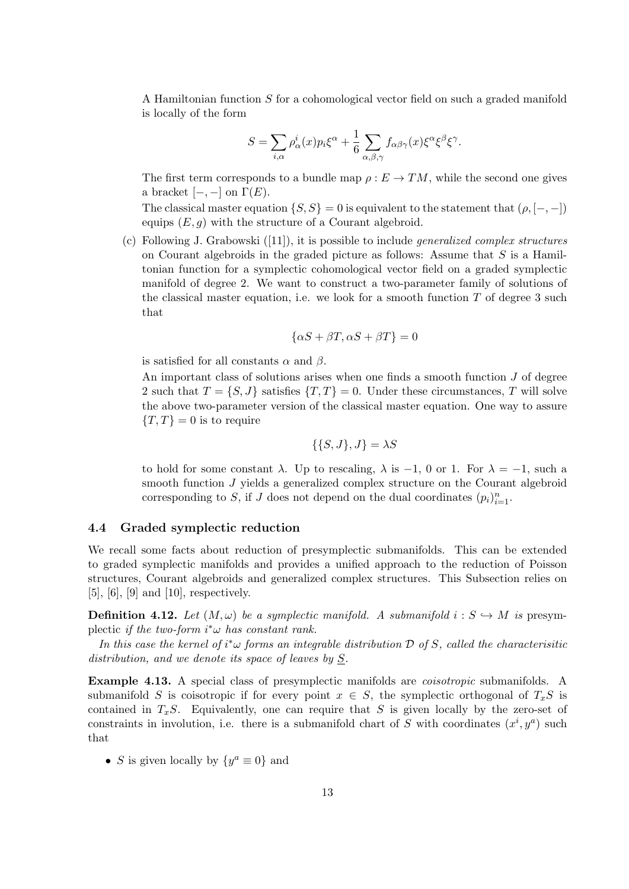A Hamiltonian function $S$ for a cohomological vector field on such a graded manifold is locally of the form

$$S = \sum_{i,\alpha} \rho^i_\alpha(x) p_i \xi^\alpha + \frac{1}{6} \sum_{\alpha,\beta,\gamma} f_{\alpha\beta\gamma}(x) \xi^\alpha \xi^\beta \xi^\gamma.$$

The first term corresponds to a bundle map $\rho : E \to TM$, while the second one gives a bracket $[-,-]$ on $\Gamma(E)$.

The classical master equation $\{S, S\} = 0$ is equivalent to the statement that $(\rho, [-,-])$ equips $(E, g)$ with the structure of a Courant algebroid.

(c) Following J. Grabowski ([11]), it is possible to include *generalized complex structures* on Courant algebroids in the graded picture as follows: Assume that $S$ is a Hamiltonian function for a symplectic cohomological vector field on a graded symplectic manifold of degree 2. We want to construct a two-parameter family of solutions of the classical master equation, i.e. we look for a smooth function $T$ of degree 3 such that

$$\{\alpha S + \beta T, \alpha S + \beta T\} = 0$$

is satisfied for all constants $\alpha$ and $\beta$.

An important class of solutions arises when one finds a smooth function $J$ of degree 2 such that $T = \{S, J\}$ satisfies $\{T, T\} = 0$. Under these circumstances, $T$ will solve the above two-parameter version of the classical master equation. One way to assure $\{T, T\} = 0$ is to require

$$\{\{S, J\}, J\} = \lambda S$$

to hold for some constant $\lambda$. Up to rescaling, $\lambda$ is $-1$, $0$ or $1$. For $\lambda = -1$, such a smooth function $J$ yields a generalized complex structure on the Courant algebroid corresponding to $S$, if $J$ does not depend on the dual coordinates $(p_i)_{i=1}^n$.

### 4.4 Graded symplectic reduction

We recall some facts about reduction of presymplectic submanifolds. This can be extended to graded symplectic manifolds and provides a unified approach to the reduction of Poisson structures, Courant algebroids and generalized complex structures. This Subsection relies on [5], [6], [9] and [10], respectively.

**Definition 4.12.** *Let $(M, \omega)$ be a symplectic manifold. A submanifold $i : S \hookrightarrow M$ is* presymplectic *if the two-form $i^*\omega$ has constant rank.*

*In this case the kernel of $i^*\omega$ forms an integrable distribution $\mathcal{D}$ of $S$, called the characterisitic distribution, and we denote its space of leaves by $\underline{S}$.*

**Example 4.13.** A special class of presymplectic manifolds are *coisotropic* submanifolds. A submanifold $S$ is coisotropic if for every point $x \in S$, the symplectic orthogonal of $T_xS$ is contained in $T_xS$. Equivalently, one can require that $S$ is given locally by the zero-set of constraints in involution, i.e. there is a submanifold chart of $S$ with coordinates $(x^i, y^a)$ such that

- $S$ is given locally by $\{y^a \equiv 0\}$ and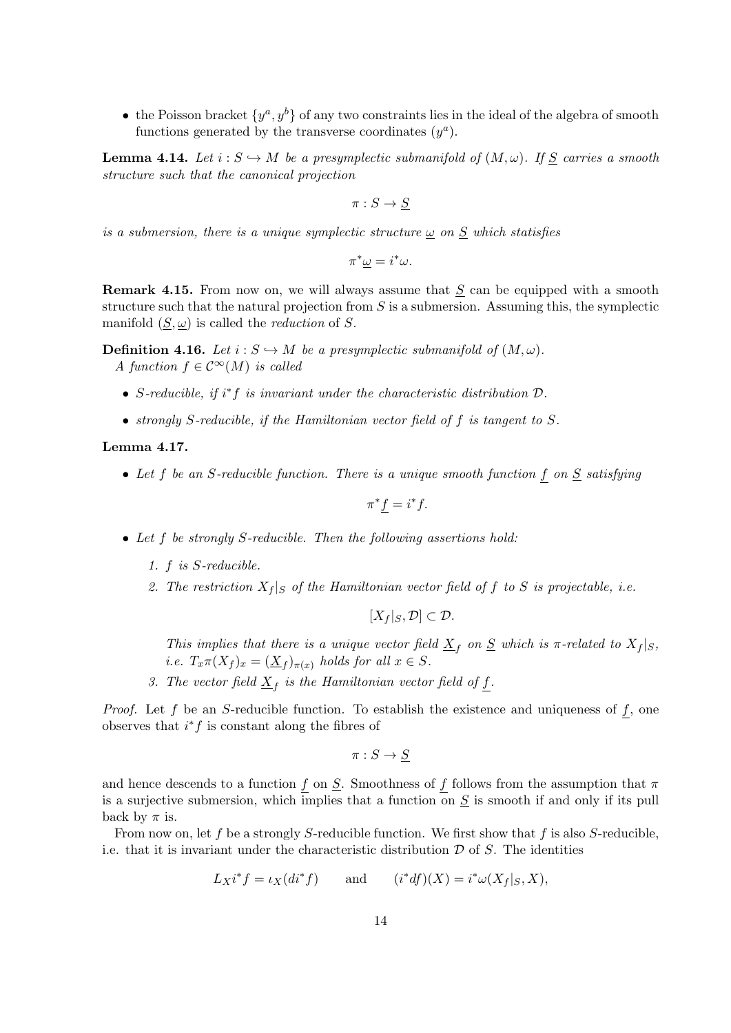- the Poisson bracket $\{y^a, y^b\}$ of any two constraints lies in the ideal of the algebra of smooth functions generated by the transverse coordinates $(y^a)$.

**Lemma 4.14.** *Let $i : S \hookrightarrow M$ be a presymplectic submanifold of $(M, \omega)$. If $\underline{S}$ carries a smooth structure such that the canonical projection*

$$\pi : S \to \underline{S}$$

*is a submersion, there is a unique symplectic structure $\underline{\omega}$ on $\underline{S}$ which statisfies*

$$\pi^* \underline{\omega} = i^* \omega.$$

**Remark 4.15.** From now on, we will always assume that $\underline{S}$ can be equipped with a smooth structure such that the natural projection from $S$ is a submersion. Assuming this, the symplectic manifold $(\underline{S}, \underline{\omega})$ is called the *reduction* of $S$.

**Definition 4.16.** *Let $i : S \hookrightarrow M$ be a presymplectic submanifold of $(M, \omega)$.*
*A function $f \in \mathcal{C}^\infty(M)$ is called*

- *$S$-reducible, if $i^* f$ is invariant under the characteristic distribution $\mathcal{D}$.*
- *strongly $S$-reducible, if the Hamiltonian vector field of $f$ is tangent to $S$.*

**Lemma 4.17.**

- *Let $f$ be an $S$-reducible function. There is a unique smooth function $\underline{f}$ on $\underline{S}$ satisfying*

$$\pi^* \underline{f} = i^* f.$$

- *Let $f$ be strongly $S$-reducible. Then the following assertions hold:*
  1. *$f$ is $S$-reducible.*
  2. *The restriction $X_f|_S$ of the Hamiltonian vector field of $f$ to $S$ is projectable, i.e.*

     $$[X_f|_S, \mathcal{D}] \subset \mathcal{D}.$$

     *This implies that there is a unique vector field $\underline{X}_f$ on $\underline{S}$ which is $\pi$-related to $X_f|_S$, i.e. $T_x\pi(X_f)_x = (\underline{X}_f)_{\pi(x)}$ holds for all $x \in S$.*
  3. *The vector field $\underline{X}_f$ is the Hamiltonian vector field of $\underline{f}$.*

*Proof.* Let $f$ be an $S$-reducible function. To establish the existence and uniqueness of $\underline{f}$, one observes that $i^* f$ is constant along the fibres of

$$\pi : S \to \underline{S}$$

and hence descends to a function $\underline{f}$ on $\underline{S}$. Smoothness of $\underline{f}$ follows from the assumption that $\pi$ is a surjective submersion, which implies that a function on $\underline{S}$ is smooth if and only if its pull back by $\pi$ is.

From now on, let $f$ be a strongly $S$-reducible function. We first show that $f$ is also $S$-reducible, i.e. that it is invariant under the characteristic distribution $\mathcal{D}$ of $S$. The identities

$$L_X i^* f = \iota_X (d i^* f) \qquad \text{and} \qquad (i^* df)(X) = i^* \omega(X_f|_S, X),$$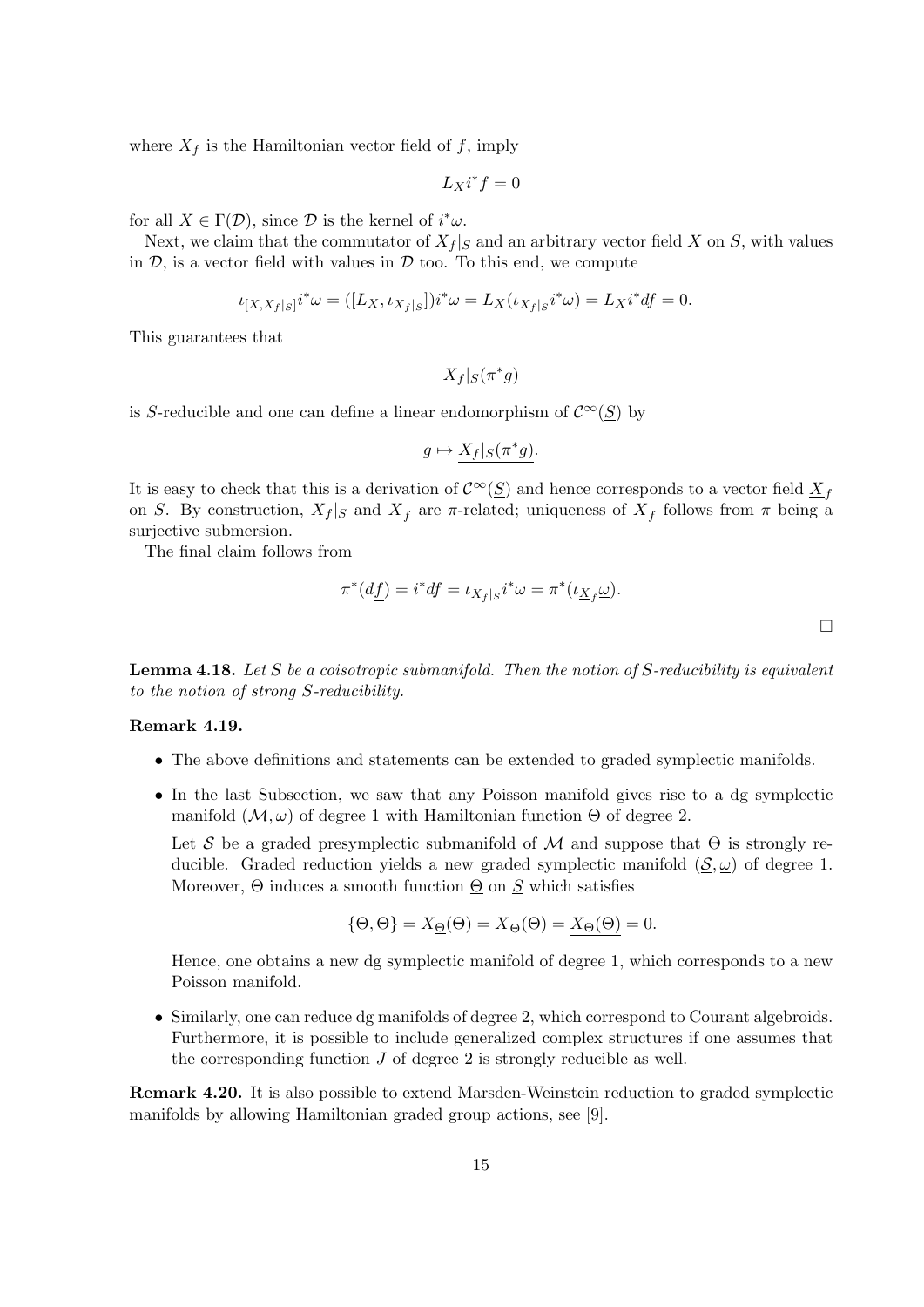where $X_f$ is the Hamiltonian vector field of $f$, imply

$$L_X i^* f = 0$$

for all $X \in \Gamma(\mathcal{D})$, since $\mathcal{D}$ is the kernel of $i^*\omega$.

Next, we claim that the commutator of $X_f|_S$ and an arbitrary vector field $X$ on $S$, with values in $\mathcal{D}$, is a vector field with values in $\mathcal{D}$ too. To this end, we compute

$$\iota_{[X, X_f|_S]} i^*\omega = ([L_X, \iota_{X_f|_S}]) i^*\omega = L_X(\iota_{X_f|_S} i^*\omega) = L_X i^* df = 0.$$

This guarantees that

$$X_f|_S(\pi^* g)$$

is $S$-reducible and one can define a linear endomorphism of $\mathcal{C}^\infty(\underline{S})$ by

$$g \mapsto \underline{X_f|_S(\pi^* g)}.$$

It is easy to check that this is a derivation of $\mathcal{C}^\infty(\underline{S})$ and hence corresponds to a vector field $\underline{X}_f$ on $\underline{S}$. By construction, $X_f|_S$ and $\underline{X}_f$ are $\pi$-related; uniqueness of $\underline{X}_f$ follows from $\pi$ being a surjective submersion.

The final claim follows from

$$\pi^*(d\underline{f}) = i^* df = \iota_{X_f|_S} i^*\omega = \pi^*(\iota_{\underline{X}_f}\underline{\omega}).$$

□

**Lemma 4.18.** *Let $S$ be a coisotropic submanifold. Then the notion of $S$-reducibility is equivalent to the notion of strong $S$-reducibility.*

**Remark 4.19.**

- The above definitions and statements can be extended to graded symplectic manifolds.
- In the last Subsection, we saw that any Poisson manifold gives rise to a dg symplectic manifold $(\mathcal{M}, \omega)$ of degree 1 with Hamiltonian function $\Theta$ of degree 2.

  Let $\mathcal{S}$ be a graded presymplectic submanifold of $\mathcal{M}$ and suppose that $\Theta$ is strongly reducible. Graded reduction yields a new graded symplectic manifold $(\underline{\mathcal{S}}, \underline{\omega})$ of degree 1. Moreover, $\Theta$ induces a smooth function $\underline{\Theta}$ on $\underline{S}$ which satisfies

  $$\{\underline{\Theta}, \underline{\Theta}\} = X_{\underline{\Theta}}(\underline{\Theta}) = \underline{X}_\Theta(\underline{\Theta}) = \underline{X_\Theta(\Theta)} = 0.$$

  Hence, one obtains a new dg symplectic manifold of degree 1, which corresponds to a new Poisson manifold.
- Similarly, one can reduce dg manifolds of degree 2, which correspond to Courant algebroids. Furthermore, it is possible to include generalized complex structures if one assumes that the corresponding function $J$ of degree 2 is strongly reducible as well.

**Remark 4.20.** It is also possible to extend Marsden-Weinstein reduction to graded symplectic manifolds by allowing Hamiltonian graded group actions, see [9].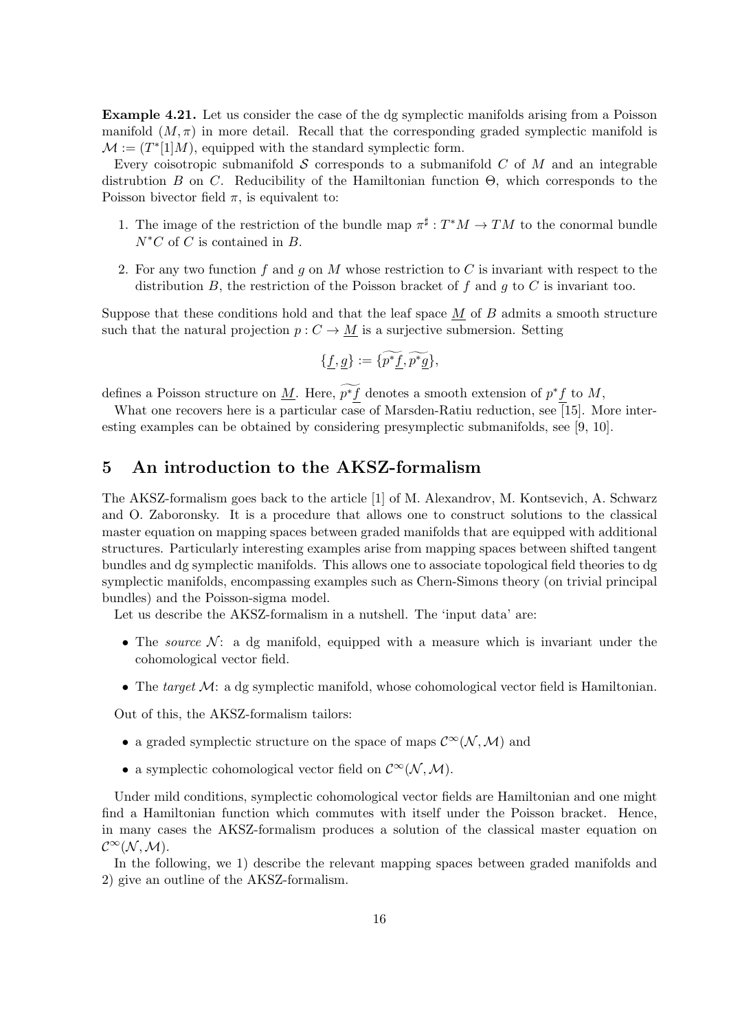**Example 4.21.** Let us consider the case of the dg symplectic manifolds arising from a Poisson manifold $(M, \pi)$ in more detail. Recall that the corresponding graded symplectic manifold is $\mathcal{M} := (T^*[1]M)$, equipped with the standard symplectic form.

Every coisotropic submanifold $\mathcal{S}$ corresponds to a submanifold $C$ of $M$ and an integrable distrubtion $B$ on $C$. Reducibility of the Hamiltonian function $\Theta$, which corresponds to the Poisson bivector field $\pi$, is equivalent to:

1. The image of the restriction of the bundle map $\pi^\sharp : T^*M \to TM$ to the conormal bundle $N^*C$ of $C$ is contained in $B$.
2. For any two function $f$ and $g$ on $M$ whose restriction to $C$ is invariant with respect to the distribution $B$, the restriction of the Poisson bracket of $f$ and $g$ to $C$ is invariant too.

Suppose that these conditions hold and that the leaf space $\underline{M}$ of $B$ admits a smooth structure such that the natural projection $p : C \to \underline{M}$ is a surjective submersion. Setting

$$\{\underline{f}, \underline{g}\} := \{\widetilde{p^*\underline{f}}, \widetilde{p^*\underline{g}}\},$$

defines a Poisson structure on $\underline{M}$. Here, $\widetilde{p^*\underline{f}}$ denotes a smooth extension of $p^*\underline{f}$ to $M$,

What one recovers here is a particular case of Marsden-Ratiu reduction, see [15]. More interesting examples can be obtained by considering presymplectic submanifolds, see [9, 10].

# 5 An introduction to the AKSZ-formalism

The AKSZ-formalism goes back to the article [1] of M. Alexandrov, M. Kontsevich, A. Schwarz and O. Zaboronsky. It is a procedure that allows one to construct solutions to the classical master equation on mapping spaces between graded manifolds that are equipped with additional structures. Particularly interesting examples arise from mapping spaces between shifted tangent bundles and dg symplectic manifolds. This allows one to associate topological field theories to dg symplectic manifolds, encompassing examples such as Chern-Simons theory (on trivial principal bundles) and the Poisson-sigma model.

Let us describe the AKSZ-formalism in a nutshell. The 'input data' are:

- The *source* $\mathcal{N}$: a dg manifold, equipped with a measure which is invariant under the cohomological vector field.
- The *target* $\mathcal{M}$: a dg symplectic manifold, whose cohomological vector field is Hamiltonian.

Out of this, the AKSZ-formalism tailors:

- a graded symplectic structure on the space of maps $\mathcal{C}^\infty(\mathcal{N}, \mathcal{M})$ and
- a symplectic cohomological vector field on $\mathcal{C}^\infty(\mathcal{N}, \mathcal{M})$.

Under mild conditions, symplectic cohomological vector fields are Hamiltonian and one might find a Hamiltonian function which commutes with itself under the Poisson bracket. Hence, in many cases the AKSZ-formalism produces a solution of the classical master equation on $\mathcal{C}^\infty(\mathcal{N}, \mathcal{M})$.

In the following, we 1) describe the relevant mapping spaces between graded manifolds and 2) give an outline of the AKSZ-formalism.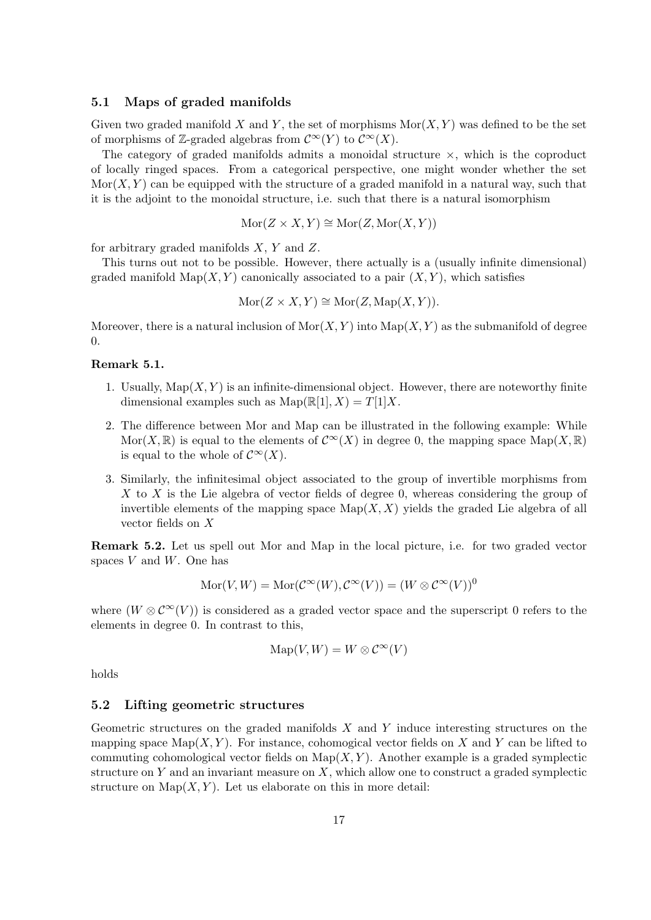## 5.1 Maps of graded manifolds

Given two graded manifold $X$ and $Y$, the set of morphisms $\mathrm{Mor}(X, Y)$ was defined to be the set of morphisms of $\mathbb{Z}$-graded algebras from $\mathcal{C}^\infty(Y)$ to $\mathcal{C}^\infty(X)$.

The category of graded manifolds admits a monoidal structure $\times$, which is the coproduct of locally ringed spaces. From a categorical perspective, one might wonder whether the set $\mathrm{Mor}(X, Y)$ can be equipped with the structure of a graded manifold in a natural way, such that it is the adjoint to the monoidal structure, i.e. such that there is a natural isomorphism

$$\mathrm{Mor}(Z \times X, Y) \cong \mathrm{Mor}(Z, \mathrm{Mor}(X, Y))$$

for arbitrary graded manifolds $X$, $Y$ and $Z$.

This turns out not to be possible. However, there actually is a (usually infinite dimensional) graded manifold $\mathrm{Map}(X, Y)$ canonically associated to a pair $(X, Y)$, which satisfies

$$\mathrm{Mor}(Z \times X, Y) \cong \mathrm{Mor}(Z, \mathrm{Map}(X, Y)).$$

Moreover, there is a natural inclusion of $\mathrm{Mor}(X, Y)$ into $\mathrm{Map}(X, Y)$ as the submanifold of degree 0.

**Remark 5.1.**

1. Usually, $\mathrm{Map}(X, Y)$ is an infinite-dimensional object. However, there are noteworthy finite dimensional examples such as $\mathrm{Map}(\mathbb{R}[1], X) = T[1]X$.
2. The difference between Mor and Map can be illustrated in the following example: While $\mathrm{Mor}(X, \mathbb{R})$ is equal to the elements of $\mathcal{C}^\infty(X)$ in degree 0, the mapping space $\mathrm{Map}(X, \mathbb{R})$ is equal to the whole of $\mathcal{C}^\infty(X)$.
3. Similarly, the infinitesimal object associated to the group of invertible morphisms from $X$ to $X$ is the Lie algebra of vector fields of degree 0, whereas considering the group of invertible elements of the mapping space $\mathrm{Map}(X, X)$ yields the graded Lie algebra of all vector fields on $X$

**Remark 5.2.** Let us spell out Mor and Map in the local picture, i.e. for two graded vector spaces $V$ and $W$. One has

$$\mathrm{Mor}(V, W) = \mathrm{Mor}(\mathcal{C}^\infty(W), \mathcal{C}^\infty(V)) = (W \otimes \mathcal{C}^\infty(V))^0$$

where $(W \otimes \mathcal{C}^\infty(V))$ is considered as a graded vector space and the superscript 0 refers to the elements in degree 0. In contrast to this,

$$\mathrm{Map}(V, W) = W \otimes \mathcal{C}^\infty(V)$$

holds

## 5.2 Lifting geometric structures

Geometric structures on the graded manifolds $X$ and $Y$ induce interesting structures on the mapping space $\mathrm{Map}(X, Y)$. For instance, cohomogical vector fields on $X$ and $Y$ can be lifted to commuting cohomological vector fields on $\mathrm{Map}(X, Y)$. Another example is a graded symplectic structure on $Y$ and an invariant measure on $X$, which allow one to construct a graded symplectic structure on $\mathrm{Map}(X, Y)$. Let us elaborate on this in more detail: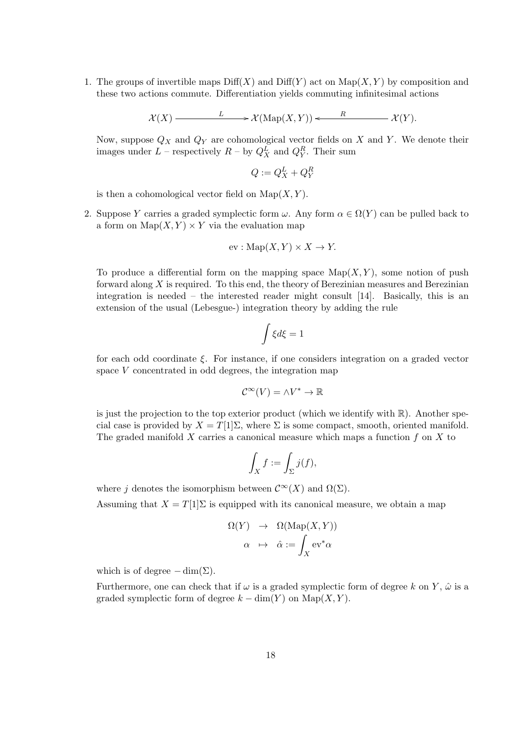1. The groups of invertible maps $\mathrm{Diff}(X)$ and $\mathrm{Diff}(Y)$ act on $\mathrm{Map}(X,Y)$ by composition and these two actions commute. Differentiation yields commuting infinitesimal actions

$$\mathcal{X}(X) \xrightarrow{\quad L \quad} \mathcal{X}(\mathrm{Map}(X,Y)) \xleftarrow{\quad R \quad} \mathcal{X}(Y).$$

   Now, suppose $Q_X$ and $Q_Y$ are cohomological vector fields on $X$ and $Y$. We denote their images under $L$ – respectively $R$ – by $Q_X^L$ and $Q_Y^R$. Their sum

$$Q := Q_X^L + Q_Y^R$$

   is then a cohomological vector field on $\mathrm{Map}(X,Y)$.

2. Suppose $Y$ carries a graded symplectic form $\omega$. Any form $\alpha \in \Omega(Y)$ can be pulled back to a form on $\mathrm{Map}(X,Y) \times Y$ via the evaluation map

$$\mathrm{ev} : \mathrm{Map}(X,Y) \times X \to Y.$$

   To produce a differential form on the mapping space $\mathrm{Map}(X,Y)$, some notion of push forward along $X$ is required. To this end, the theory of Berezinian measures and Berezinian integration is needed – the interested reader might consult [14]. Basically, this is an extension of the usual (Lebesgue-) integration theory by adding the rule

$$\int \xi d\xi = 1$$

   for each odd coordinate $\xi$. For instance, if one considers integration on a graded vector space $V$ concentrated in odd degrees, the integration map

$$\mathcal{C}^\infty(V) = \wedge V^* \to \mathbb{R}$$

   is just the projection to the top exterior product (which we identify with $\mathbb{R}$). Another special case is provided by $X = T[1]\Sigma$, where $\Sigma$ is some compact, smooth, oriented manifold. The graded manifold $X$ carries a canonical measure which maps a function $f$ on $X$ to

$$\int_X f := \int_\Sigma j(f),$$

   where $j$ denotes the isomorphism between $\mathcal{C}^\infty(X)$ and $\Omega(\Sigma)$.

   Assuming that $X = T[1]\Sigma$ is equipped with its canonical measure, we obtain a map

$$\begin{array}{rcl} \Omega(Y) & \to & \Omega(\mathrm{Map}(X,Y)) \\ \alpha & \mapsto & \hat{\alpha} := \displaystyle\int_X \mathrm{ev}^*\alpha \end{array}$$

   which is of degree $-\dim(\Sigma)$.

   Furthermore, one can check that if $\omega$ is a graded symplectic form of degree $k$ on $Y$, $\hat{\omega}$ is a graded symplectic form of degree $k - \dim(Y)$ on $\mathrm{Map}(X,Y)$.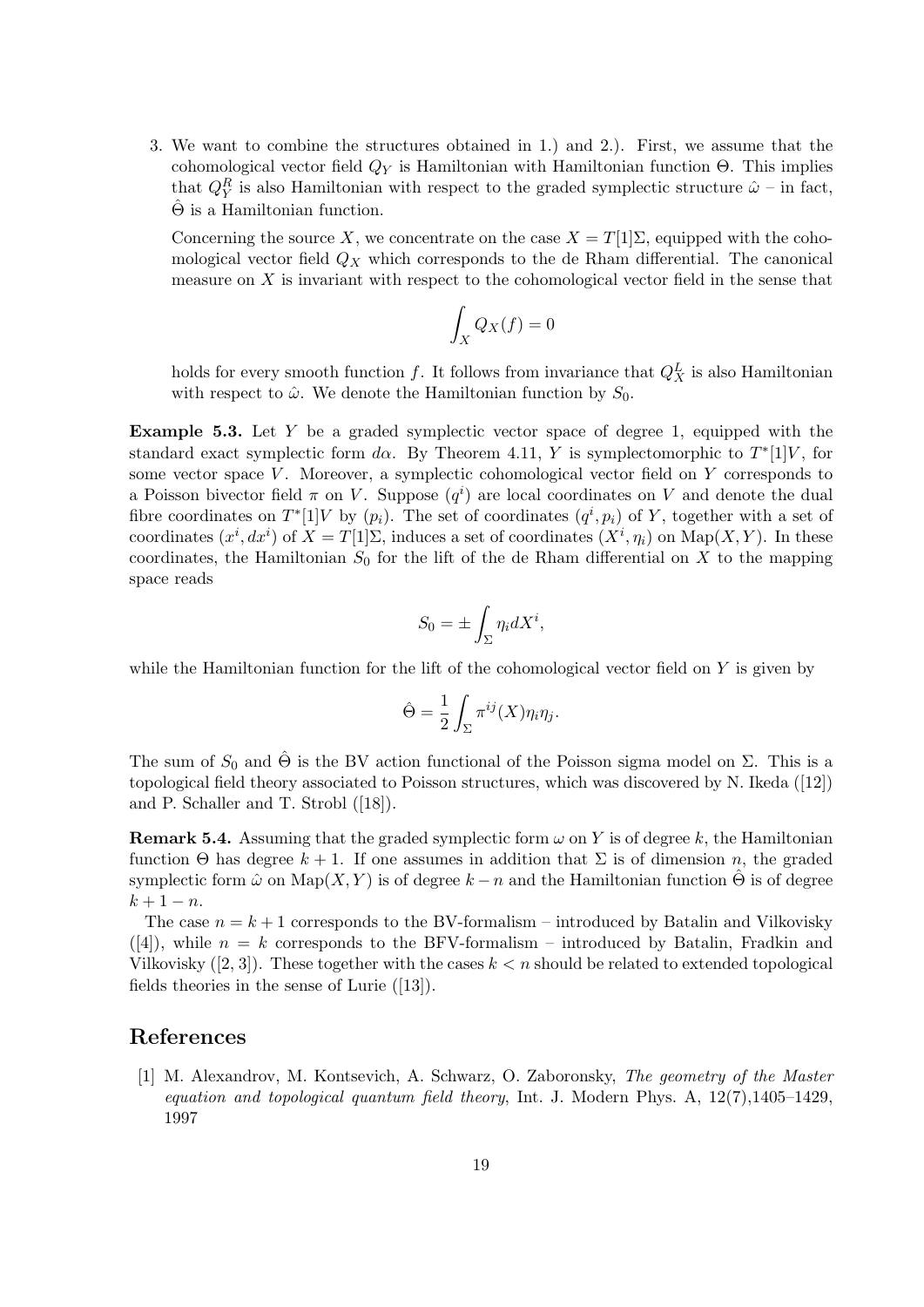3. We want to combine the structures obtained in 1.) and 2.). First, we assume that the cohomological vector field $Q_Y$ is Hamiltonian with Hamiltonian function $\Theta$. This implies that $Q_Y^R$ is also Hamiltonian with respect to the graded symplectic structure $\hat{\omega}$ – in fact, $\hat{\Theta}$ is a Hamiltonian function.

   Concerning the source $X$, we concentrate on the case $X = T[1]\Sigma$, equipped with the cohomological vector field $Q_X$ which corresponds to the de Rham differential. The canonical measure on $X$ is invariant with respect to the cohomological vector field in the sense that

   $$\int_X Q_X(f) = 0$$

   holds for every smooth function $f$. It follows from invariance that $Q_X^L$ is also Hamiltonian with respect to $\hat{\omega}$. We denote the Hamiltonian function by $S_0$.

**Example 5.3.** Let $Y$ be a graded symplectic vector space of degree 1, equipped with the standard exact symplectic form $d\alpha$. By Theorem 4.11, $Y$ is symplectomorphic to $T^*[1]V$, for some vector space $V$. Moreover, a symplectic cohomological vector field on $Y$ corresponds to a Poisson bivector field $\pi$ on $V$. Suppose $(q^i)$ are local coordinates on $V$ and denote the dual fibre coordinates on $T^*[1]V$ by $(p_i)$. The set of coordinates $(q^i, p_i)$ of $Y$, together with a set of coordinates $(x^i, dx^i)$ of $X = T[1]\Sigma$, induces a set of coordinates $(X^i, \eta_i)$ on $\mathrm{Map}(X, Y)$. In these coordinates, the Hamiltonian $S_0$ for the lift of the de Rham differential on $X$ to the mapping space reads

$$S_0 = \pm \int_\Sigma \eta_i dX^i,$$

while the Hamiltonian function for the lift of the cohomological vector field on $Y$ is given by

$$\hat{\Theta} = \frac{1}{2} \int_\Sigma \pi^{ij}(X)\eta_i\eta_j.$$

The sum of $S_0$ and $\hat{\Theta}$ is the BV action functional of the Poisson sigma model on $\Sigma$. This is a topological field theory associated to Poisson structures, which was discovered by N. Ikeda ([12]) and P. Schaller and T. Strobl ([18]).

**Remark 5.4.** Assuming that the graded symplectic form $\omega$ on $Y$ is of degree $k$, the Hamiltonian function $\Theta$ has degree $k+1$. If one assumes in addition that $\Sigma$ is of dimension $n$, the graded symplectic form $\hat{\omega}$ on $\mathrm{Map}(X, Y)$ is of degree $k-n$ and the Hamiltonian function $\hat{\Theta}$ is of degree $k+1-n$.

The case $n = k+1$ corresponds to the BV-formalism – introduced by Batalin and Vilkovisky ([4]), while $n = k$ corresponds to the BFV-formalism – introduced by Batalin, Fradkin and Vilkovisky ([2, 3]). These together with the cases $k < n$ should be related to extended topological fields theories in the sense of Lurie ([13]).

## References

[1] M. Alexandrov, M. Kontsevich, A. Schwarz, O. Zaboronsky, *The geometry of the Master equation and topological quantum field theory*, Int. J. Modern Phys. A, 12(7),1405–1429, 1997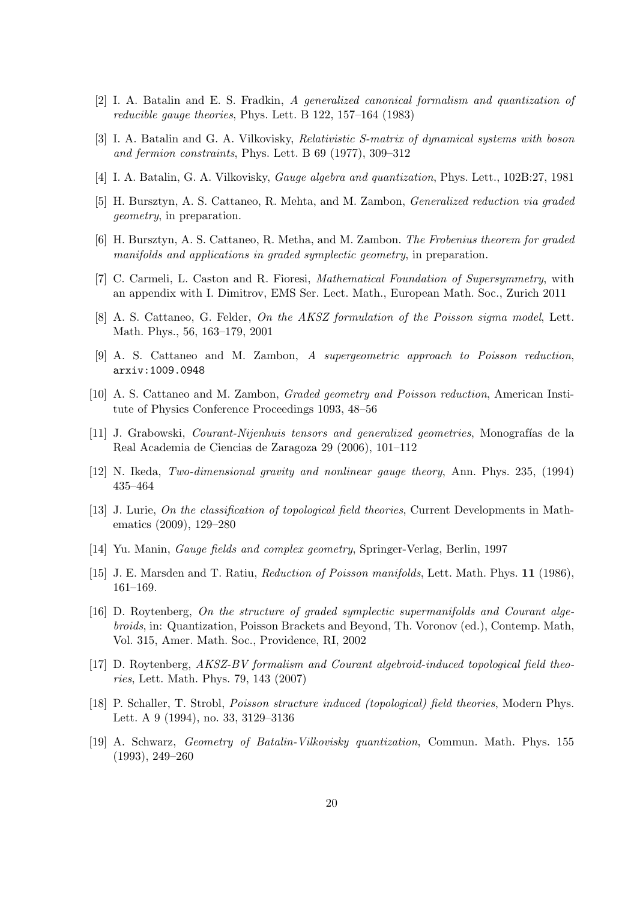[2] I. A. Batalin and E. S. Fradkin, *A generalized canonical formalism and quantization of reducible gauge theories*, Phys. Lett. B 122, 157–164 (1983)

[3] I. A. Batalin and G. A. Vilkovisky, *Relativistic S-matrix of dynamical systems with boson and fermion constraints*, Phys. Lett. B 69 (1977), 309–312

[4] I. A. Batalin, G. A. Vilkovisky, *Gauge algebra and quantization*, Phys. Lett., 102B:27, 1981

[5] H. Bursztyn, A. S. Cattaneo, R. Mehta, and M. Zambon, *Generalized reduction via graded geometry*, in preparation.

[6] H. Bursztyn, A. S. Cattaneo, R. Metha, and M. Zambon. *The Frobenius theorem for graded manifolds and applications in graded symplectic geometry*, in preparation.

[7] C. Carmeli, L. Caston and R. Fioresi, *Mathematical Foundation of Supersymmetry*, with an appendix with I. Dimitrov, EMS Ser. Lect. Math., European Math. Soc., Zurich 2011

[8] A. S. Cattaneo, G. Felder, *On the AKSZ formulation of the Poisson sigma model*, Lett. Math. Phys., 56, 163–179, 2001

[9] A. S. Cattaneo and M. Zambon, *A supergeometric approach to Poisson reduction*, arxiv:1009.0948

[10] A. S. Cattaneo and M. Zambon, *Graded geometry and Poisson reduction*, American Institute of Physics Conference Proceedings 1093, 48–56

[11] J. Grabowski, *Courant-Nijenhuis tensors and generalized geometries*, Monografías de la Real Academia de Ciencias de Zaragoza 29 (2006), 101–112

[12] N. Ikeda, *Two-dimensional gravity and nonlinear gauge theory*, Ann. Phys. 235, (1994) 435–464

[13] J. Lurie, *On the classification of topological field theories*, Current Developments in Mathematics (2009), 129–280

[14] Yu. Manin, *Gauge fields and complex geometry*, Springer-Verlag, Berlin, 1997

[15] J. E. Marsden and T. Ratiu, *Reduction of Poisson manifolds*, Lett. Math. Phys. **11** (1986), 161–169.

[16] D. Roytenberg, *On the structure of graded symplectic supermanifolds and Courant algebroids*, in: Quantization, Poisson Brackets and Beyond, Th. Voronov (ed.), Contemp. Math, Vol. 315, Amer. Math. Soc., Providence, RI, 2002

[17] D. Roytenberg, *AKSZ-BV formalism and Courant algebroid-induced topological field theories*, Lett. Math. Phys. 79, 143 (2007)

[18] P. Schaller, T. Strobl, *Poisson structure induced (topological) field theories*, Modern Phys. Lett. A 9 (1994), no. 33, 3129–3136

[19] A. Schwarz, *Geometry of Batalin-Vilkovisky quantization*, Commun. Math. Phys. 155 (1993), 249–260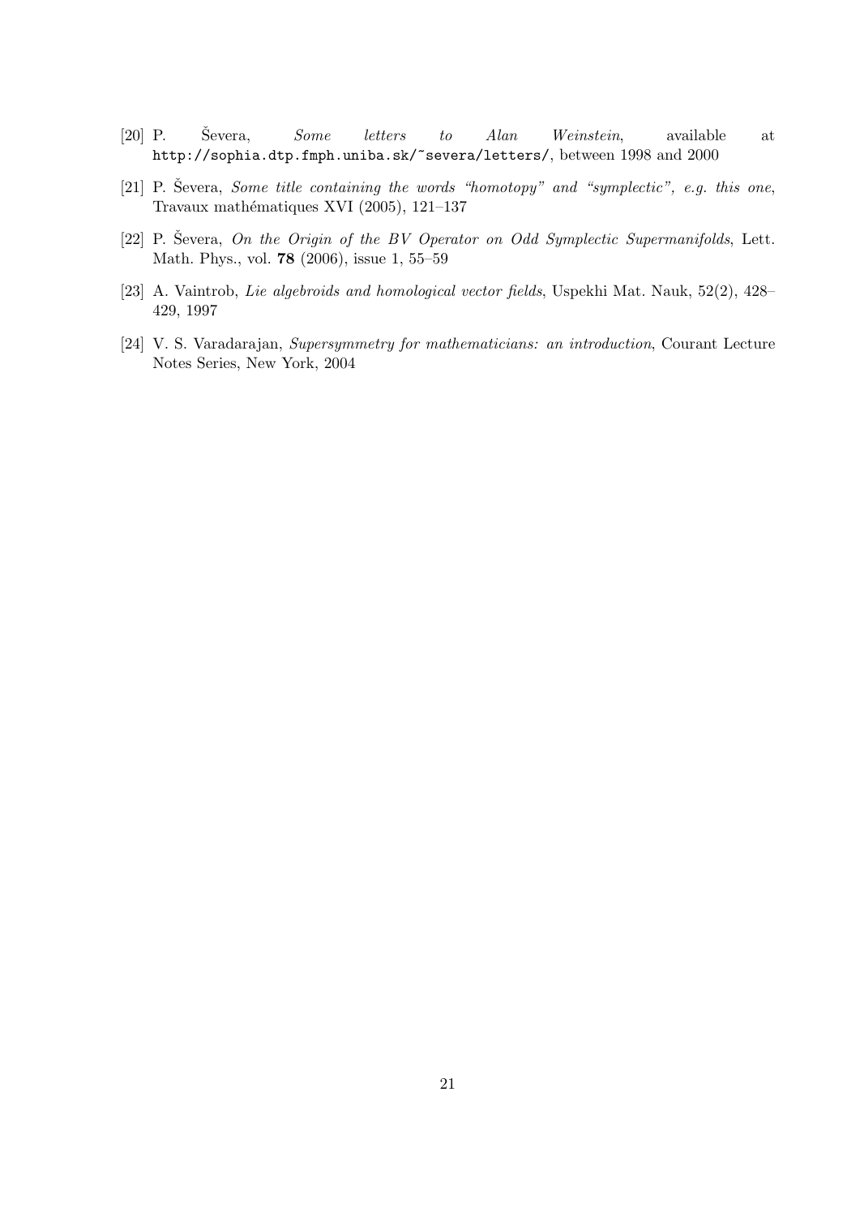[20] P. Ševera, *Some letters to Alan Weinstein*, available at http://sophia.dtp.fmph.uniba.sk/~severa/letters/, between 1998 and 2000

[21] P. Ševera, *Some title containing the words "homotopy" and "symplectic", e.g. this one*, Travaux mathématiques XVI (2005), 121–137

[22] P. Ševera, *On the Origin of the BV Operator on Odd Symplectic Supermanifolds*, Lett. Math. Phys., vol. **78** (2006), issue 1, 55–59

[23] A. Vaintrob, *Lie algebroids and homological vector fields*, Uspekhi Mat. Nauk, 52(2), 428–429, 1997

[24] V. S. Varadarajan, *Supersymmetry for mathematicians: an introduction*, Courant Lecture Notes Series, New York, 2004